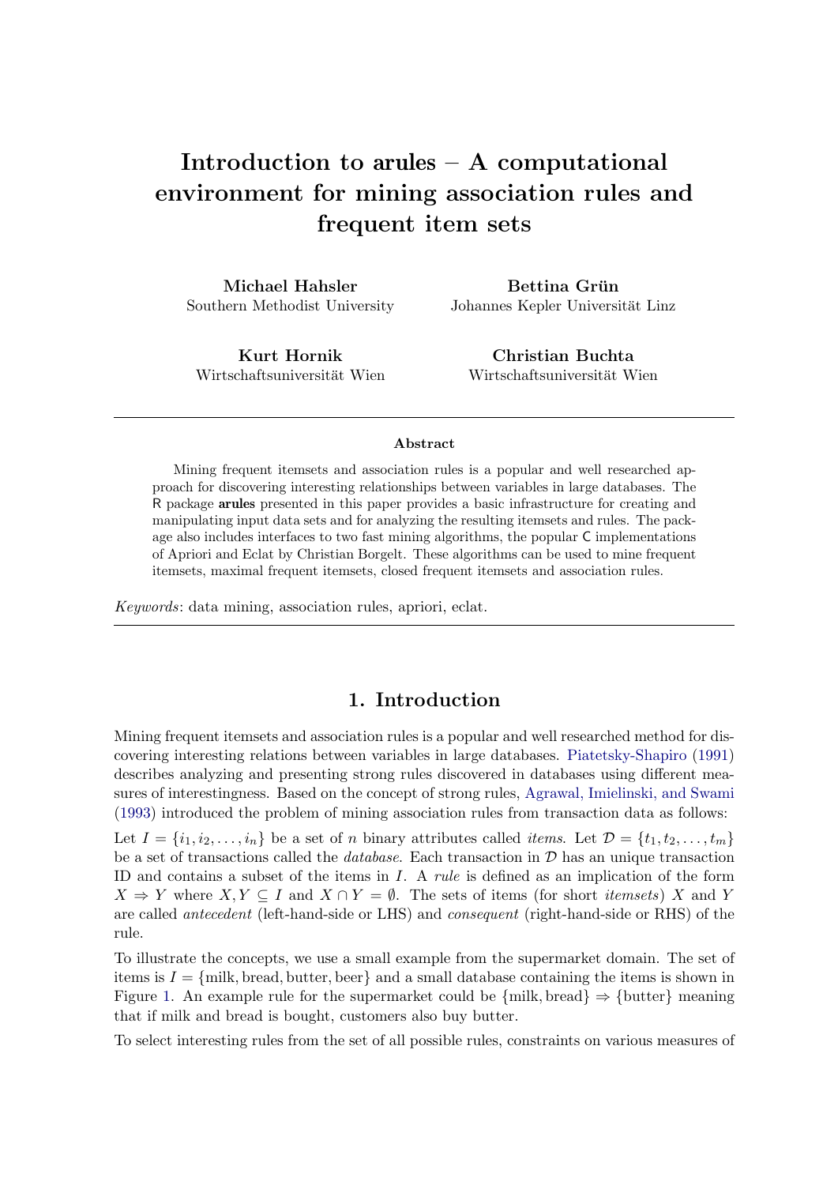# Introduction to arules – A computational environment for mining association rules and frequent item sets

**Michael Hahsler**
Southern Methodist University

**Bettina Grün**
Johannes Kepler Universität Linz

**Kurt Hornik**
Wirtschaftsuniversität Wien

**Christian Buchta**
Wirtschaftsuniversität Wien

---

**Abstract**

Mining frequent itemsets and association rules is a popular and well researched approach for discovering interesting relationships between variables in large databases. The R package **arules** presented in this paper provides a basic infrastructure for creating and manipulating input data sets and for analyzing the resulting itemsets and rules. The package also includes interfaces to two fast mining algorithms, the popular C implementations of Apriori and Eclat by Christian Borgelt. These algorithms can be used to mine frequent itemsets, maximal frequent itemsets, closed frequent itemsets and association rules.

*Keywords*: data mining, association rules, apriori, eclat.

---

## 1. Introduction

Mining frequent itemsets and association rules is a popular and well researched method for discovering interesting relations between variables in large databases. Piatetsky-Shapiro (1991) describes analyzing and presenting strong rules discovered in databases using different measures of interestingness. Based on the concept of strong rules, Agrawal, Imielinski, and Swami (1993) introduced the problem of mining association rules from transaction data as follows:

Let $I = \{i_1, i_2, \dots, i_n\}$ be a set of $n$ binary attributes called *items*. Let $\mathcal{D} = \{t_1, t_2, \dots, t_m\}$ be a set of transactions called the *database*. Each transaction in $\mathcal{D}$ has an unique transaction ID and contains a subset of the items in $I$. A *rule* is defined as an implication of the form $X \Rightarrow Y$ where $X, Y \subseteq I$ and $X \cap Y = \emptyset$. The sets of items (for short *itemsets*) $X$ and $Y$ are called *antecedent* (left-hand-side or LHS) and *consequent* (right-hand-side or RHS) of the rule.

To illustrate the concepts, we use a small example from the supermarket domain. The set of items is $I = \{\text{milk}, \text{bread}, \text{butter}, \text{beer}\}$ and a small database containing the items is shown in Figure 1. An example rule for the supermarket could be $\{\text{milk}, \text{bread}\} \Rightarrow \{\text{butter}\}$ meaning that if milk and bread is bought, customers also buy butter.

To select interesting rules from the set of all possible rules, constraints on various measures of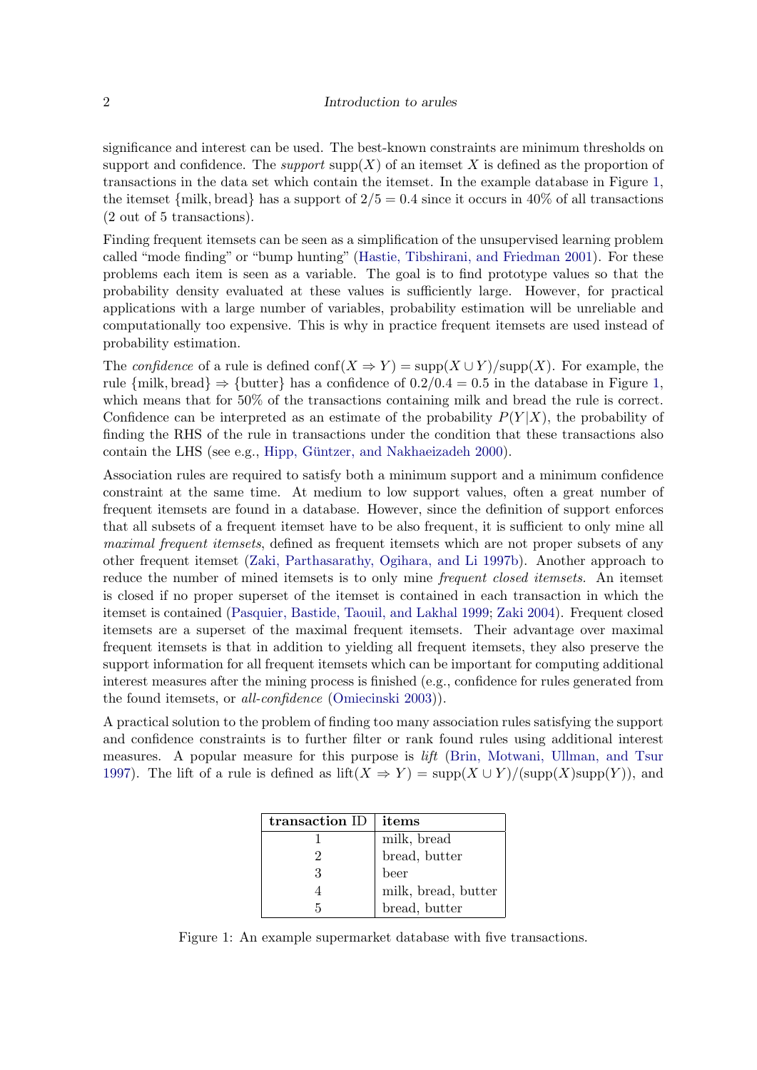significance and interest can be used. The best-known constraints are minimum thresholds on support and confidence. The *support* $\text{supp}(X)$ of an itemset $X$ is defined as the proportion of transactions in the data set which contain the itemset. In the example database in Figure 1, the itemset $\{\text{milk}, \text{bread}\}$ has a support of $2/5 = 0.4$ since it occurs in 40% of all transactions (2 out of 5 transactions).

Finding frequent itemsets can be seen as a simplification of the unsupervised learning problem called "mode finding" or "bump hunting" (Hastie, Tibshirani, and Friedman 2001). For these problems each item is seen as a variable. The goal is to find prototype values so that the probability density evaluated at these values is sufficiently large. However, for practical applications with a large number of variables, probability estimation will be unreliable and computationally too expensive. This is why in practice frequent itemsets are used instead of probability estimation.

The *confidence* of a rule is defined $\text{conf}(X \Rightarrow Y) = \text{supp}(X \cup Y)/\text{supp}(X)$. For example, the rule $\{\text{milk}, \text{bread}\} \Rightarrow \{\text{butter}\}$ has a confidence of $0.2/0.4 = 0.5$ in the database in Figure 1, which means that for 50% of the transactions containing milk and bread the rule is correct. Confidence can be interpreted as an estimate of the probability $P(Y|X)$, the probability of finding the RHS of the rule in transactions under the condition that these transactions also contain the LHS (see e.g., Hipp, Güntzer, and Nakhaeizadeh 2000).

Association rules are required to satisfy both a minimum support and a minimum confidence constraint at the same time. At medium to low support values, often a great number of frequent itemsets are found in a database. However, since the definition of support enforces that all subsets of a frequent itemset have to be also frequent, it is sufficient to only mine all *maximal frequent itemsets*, defined as frequent itemsets which are not proper subsets of any other frequent itemset (Zaki, Parthasarathy, Ogihara, and Li 1997b). Another approach to reduce the number of mined itemsets is to only mine *frequent closed itemsets*. An itemset is closed if no proper superset of the itemset is contained in each transaction in which the itemset is contained (Pasquier, Bastide, Taouil, and Lakhal 1999; Zaki 2004). Frequent closed itemsets are a superset of the maximal frequent itemsets. Their advantage over maximal frequent itemsets is that in addition to yielding all frequent itemsets, they also preserve the support information for all frequent itemsets which can be important for computing additional interest measures after the mining process is finished (e.g., confidence for rules generated from the found itemsets, or *all-confidence* (Omiecinski 2003)).

A practical solution to the problem of finding too many association rules satisfying the support and confidence constraints is to further filter or rank found rules using additional interest measures. A popular measure for this purpose is *lift* (Brin, Motwani, Ullman, and Tsur 1997). The lift of a rule is defined as $\text{lift}(X \Rightarrow Y) = \text{supp}(X \cup Y)/(\text{supp}(X)\text{supp}(Y))$, and

| transaction ID | items |
|---|---|
| 1 | milk, bread |
| 2 | bread, butter |
| 3 | beer |
| 4 | milk, bread, butter |
| 5 | bread, butter |

Figure 1: An example supermarket database with five transactions.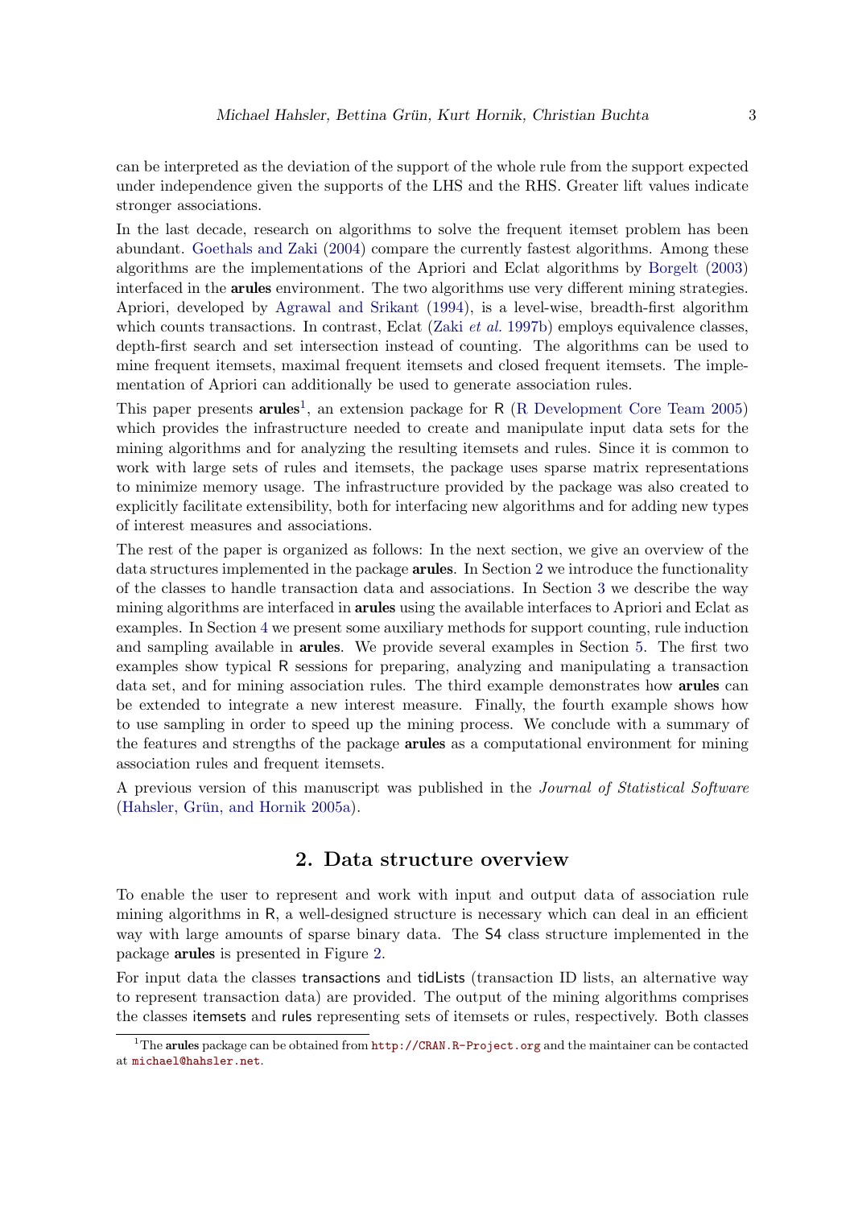can be interpreted as the deviation of the support of the whole rule from the support expected under independence given the supports of the LHS and the RHS. Greater lift values indicate stronger associations.

In the last decade, research on algorithms to solve the frequent itemset problem has been abundant. Goethals and Zaki (2004) compare the currently fastest algorithms. Among these algorithms are the implementations of the Apriori and Eclat algorithms by Borgelt (2003) interfaced in the **arules** environment. The two algorithms use very different mining strategies. Apriori, developed by Agrawal and Srikant (1994), is a level-wise, breadth-first algorithm which counts transactions. In contrast, Eclat (Zaki *et al.* 1997b) employs equivalence classes, depth-first search and set intersection instead of counting. The algorithms can be used to mine frequent itemsets, maximal frequent itemsets and closed frequent itemsets. The implementation of Apriori can additionally be used to generate association rules.

This paper presents **arules**[1], an extension package for R (R Development Core Team 2005) which provides the infrastructure needed to create and manipulate input data sets for the mining algorithms and for analyzing the resulting itemsets and rules. Since it is common to work with large sets of rules and itemsets, the package uses sparse matrix representations to minimize memory usage. The infrastructure provided by the package was also created to explicitly facilitate extensibility, both for interfacing new algorithms and for adding new types of interest measures and associations.

The rest of the paper is organized as follows: In the next section, we give an overview of the data structures implemented in the package **arules**. In Section 2 we introduce the functionality of the classes to handle transaction data and associations. In Section 3 we describe the way mining algorithms are interfaced in **arules** using the available interfaces to Apriori and Eclat as examples. In Section 4 we present some auxiliary methods for support counting, rule induction and sampling available in **arules**. We provide several examples in Section 5. The first two examples show typical R sessions for preparing, analyzing and manipulating a transaction data set, and for mining association rules. The third example demonstrates how **arules** can be extended to integrate a new interest measure. Finally, the fourth example shows how to use sampling in order to speed up the mining process. We conclude with a summary of the features and strengths of the package **arules** as a computational environment for mining association rules and frequent itemsets.

A previous version of this manuscript was published in the *Journal of Statistical Software* (Hahsler, Grün, and Hornik 2005a).

## 2. Data structure overview

To enable the user to represent and work with input and output data of association rule mining algorithms in R, a well-designed structure is necessary which can deal in an efficient way with large amounts of sparse binary data. The S4 class structure implemented in the package **arules** is presented in Figure 2.

For input data the classes transactions and tidLists (transaction ID lists, an alternative way to represent transaction data) are provided. The output of the mining algorithms comprises the classes itemsets and rules representing sets of itemsets or rules, respectively. Both classes

[1] The **arules** package can be obtained from http://CRAN.R-Project.org and the maintainer can be contacted at michael@hahsler.net.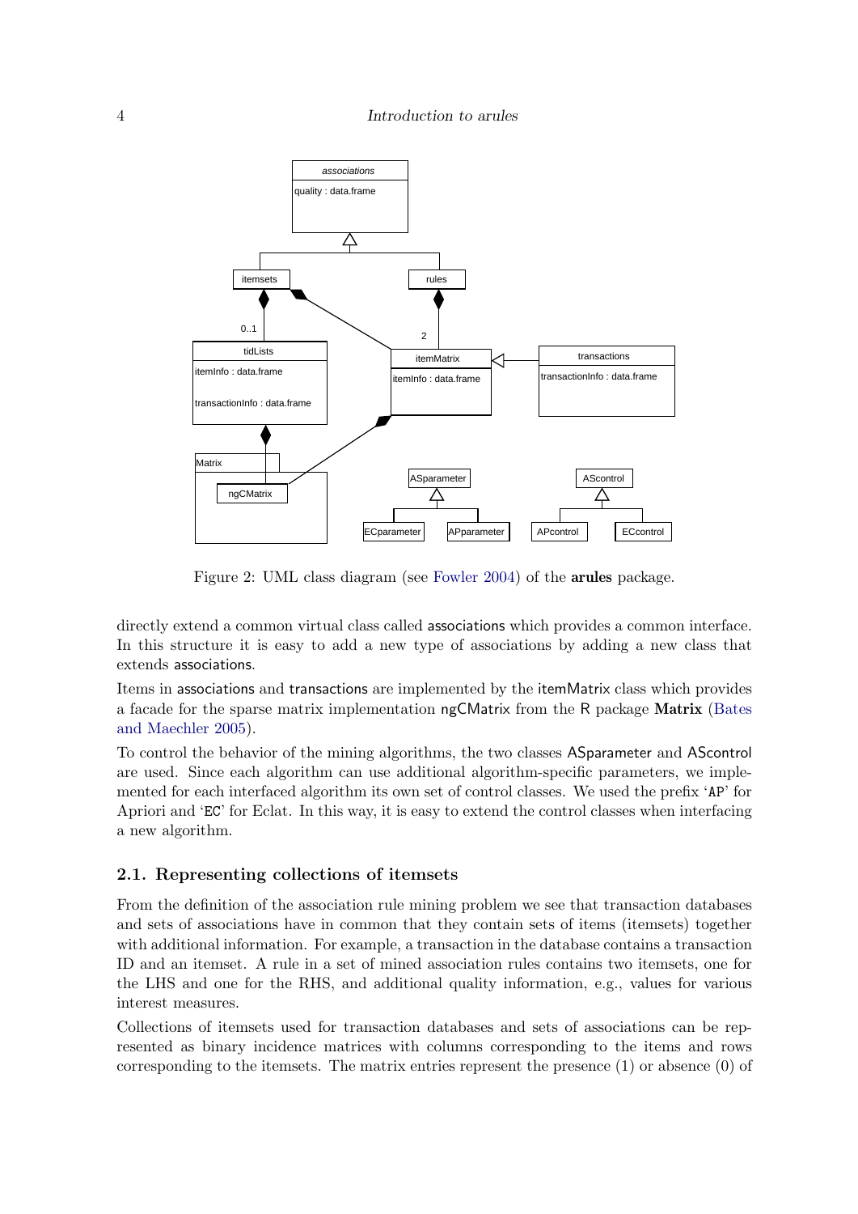Figure 2: UML class diagram (see Fowler 2004) of the **arules** package.

directly extend a common virtual class called associations which provides a common interface. In this structure it is easy to add a new type of associations by adding a new class that extends associations.

Items in associations and transactions are implemented by the itemMatrix class which provides a facade for the sparse matrix implementation ngCMatrix from the R package **Matrix** (Bates and Maechler 2005).

To control the behavior of the mining algorithms, the two classes ASparameter and AScontrol are used. Since each algorithm can use additional algorithm-specific parameters, we implemented for each interfaced algorithm its own set of control classes. We used the prefix 'AP' for Apriori and 'EC' for Eclat. In this way, it is easy to extend the control classes when interfacing a new algorithm.

### 2.1. Representing collections of itemsets

From the definition of the association rule mining problem we see that transaction databases and sets of associations have in common that they contain sets of items (itemsets) together with additional information. For example, a transaction in the database contains a transaction ID and an itemset. A rule in a set of mined association rules contains two itemsets, one for the LHS and one for the RHS, and additional quality information, e.g., values for various interest measures.

Collections of itemsets used for transaction databases and sets of associations can be represented as binary incidence matrices with columns corresponding to the items and rows corresponding to the itemsets. The matrix entries represent the presence (1) or absence (0) of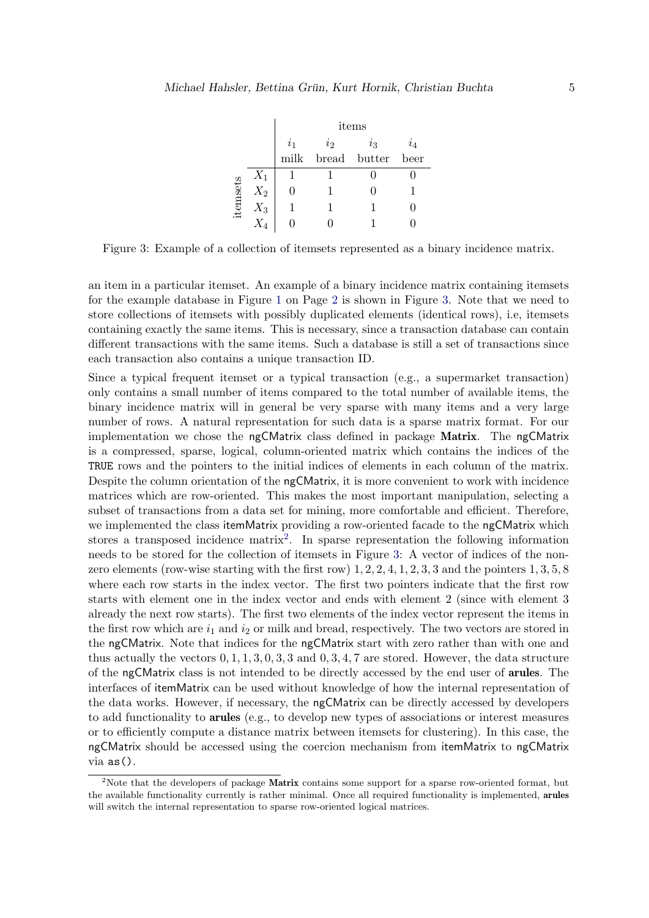| | | items | | | |
|---|---|---|---|---|---|
| | | $i_1$ | $i_2$ | $i_3$ | $i_4$ |
| | | milk | bread | butter | beer |
| itemsets | $X_1$ | 1 | 1 | 0 | 0 |
| | $X_2$ | 0 | 1 | 0 | 1 |
| | $X_3$ | 1 | 1 | 1 | 0 |
| | $X_4$ | 0 | 0 | 1 | 0 |

Figure 3: Example of a collection of itemsets represented as a binary incidence matrix.

an item in a particular itemset. An example of a binary incidence matrix containing itemsets for the example database in Figure 1 on Page 2 is shown in Figure 3. Note that we need to store collections of itemsets with possibly duplicated elements (identical rows), i.e, itemsets containing exactly the same items. This is necessary, since a transaction database can contain different transactions with the same items. Such a database is still a set of transactions since each transaction also contains a unique transaction ID.

Since a typical frequent itemset or a typical transaction (e.g., a supermarket transaction) only contains a small number of items compared to the total number of available items, the binary incidence matrix will in general be very sparse with many items and a very large number of rows. A natural representation for such data is a sparse matrix format. For our implementation we chose the ngCMatrix class defined in package **Matrix**. The ngCMatrix is a compressed, sparse, logical, column-oriented matrix which contains the indices of the `TRUE` rows and the pointers to the initial indices of elements in each column of the matrix. Despite the column orientation of the ngCMatrix, it is more convenient to work with incidence matrices which are row-oriented. This makes the most important manipulation, selecting a subset of transactions from a data set for mining, more comfortable and efficient. Therefore, we implemented the class itemMatrix providing a row-oriented facade to the ngCMatrix which stores a transposed incidence matrix[2]. In sparse representation the following information needs to be stored for the collection of itemsets in Figure 3: A vector of indices of the non-zero elements (row-wise starting with the first row) $1, 2, 2, 4, 1, 2, 3, 3$ and the pointers $1, 3, 5, 8$ where each row starts in the index vector. The first two pointers indicate that the first row starts with element one in the index vector and ends with element 2 (since with element 3 already the next row starts). The first two elements of the index vector represent the items in the first row which are $i_1$ and $i_2$ or milk and bread, respectively. The two vectors are stored in the ngCMatrix. Note that indices for the ngCMatrix start with zero rather than with one and thus actually the vectors $0, 1, 1, 3, 0, 3, 3$ and $0, 3, 4, 7$ are stored. However, the data structure of the ngCMatrix class is not intended to be directly accessed by the end user of **arules**. The interfaces of itemMatrix can be used without knowledge of how the internal representation of the data works. However, if necessary, the ngCMatrix can be directly accessed by developers to add functionality to **arules** (e.g., to develop new types of associations or interest measures or to efficiently compute a distance matrix between itemsets for clustering). In this case, the ngCMatrix should be accessed using the coercion mechanism from itemMatrix to ngCMatrix via `as()`.

[2]Note that the developers of package **Matrix** contains some support for a sparse row-oriented format, but the available functionality currently is rather minimal. Once all required functionality is implemented, **arules** will switch the internal representation to sparse row-oriented logical matrices.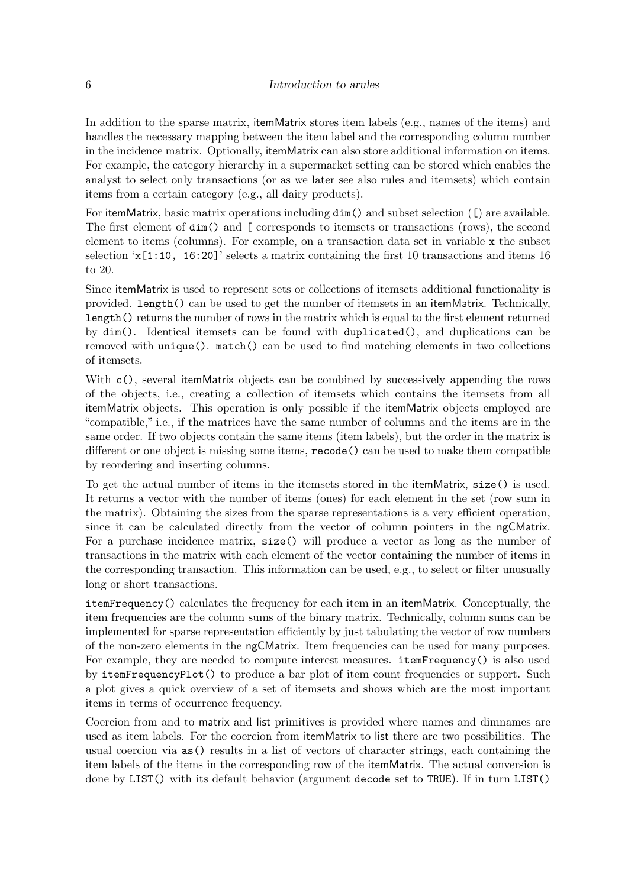In addition to the sparse matrix, itemMatrix stores item labels (e.g., names of the items) and handles the necessary mapping between the item label and the corresponding column number in the incidence matrix. Optionally, itemMatrix can also store additional information on items. For example, the category hierarchy in a supermarket setting can be stored which enables the analyst to select only transactions (or as we later see also rules and itemsets) which contain items from a certain category (e.g., all dairy products).

For itemMatrix, basic matrix operations including `dim()` and subset selection (`[`) are available. The first element of `dim()` and `[` corresponds to itemsets or transactions (rows), the second element to items (columns). For example, on a transaction data set in variable `x` the subset selection '`x[1:10, 16:20]`' selects a matrix containing the first 10 transactions and items 16 to 20.

Since itemMatrix is used to represent sets or collections of itemsets additional functionality is provided. `length()` can be used to get the number of itemsets in an itemMatrix. Technically, `length()` returns the number of rows in the matrix which is equal to the first element returned by `dim()`. Identical itemsets can be found with `duplicated()`, and duplications can be removed with `unique()`. `match()` can be used to find matching elements in two collections of itemsets.

With `c()`, several itemMatrix objects can be combined by successively appending the rows of the objects, i.e., creating a collection of itemsets which contains the itemsets from all itemMatrix objects. This operation is only possible if the itemMatrix objects employed are "compatible," i.e., if the matrices have the same number of columns and the items are in the same order. If two objects contain the same items (item labels), but the order in the matrix is different or one object is missing some items, `recode()` can be used to make them compatible by reordering and inserting columns.

To get the actual number of items in the itemsets stored in the itemMatrix, `size()` is used. It returns a vector with the number of items (ones) for each element in the set (row sum in the matrix). Obtaining the sizes from the sparse representations is a very efficient operation, since it can be calculated directly from the vector of column pointers in the ngCMatrix. For a purchase incidence matrix, `size()` will produce a vector as long as the number of transactions in the matrix with each element of the vector containing the number of items in the corresponding transaction. This information can be used, e.g., to select or filter unusually long or short transactions.

`itemFrequency()` calculates the frequency for each item in an itemMatrix. Conceptually, the item frequencies are the column sums of the binary matrix. Technically, column sums can be implemented for sparse representation efficiently by just tabulating the vector of row numbers of the non-zero elements in the ngCMatrix. Item frequencies can be used for many purposes. For example, they are needed to compute interest measures. `itemFrequency()` is also used by `itemFrequencyPlot()` to produce a bar plot of item count frequencies or support. Such a plot gives a quick overview of a set of itemsets and shows which are the most important items in terms of occurrence frequency.

Coercion from and to matrix and list primitives is provided where names and dimnames are used as item labels. For the coercion from itemMatrix to list there are two possibilities. The usual coercion via `as()` results in a list of vectors of character strings, each containing the item labels of the items in the corresponding row of the itemMatrix. The actual conversion is done by `LIST()` with its default behavior (argument `decode` set to `TRUE`). If in turn `LIST()`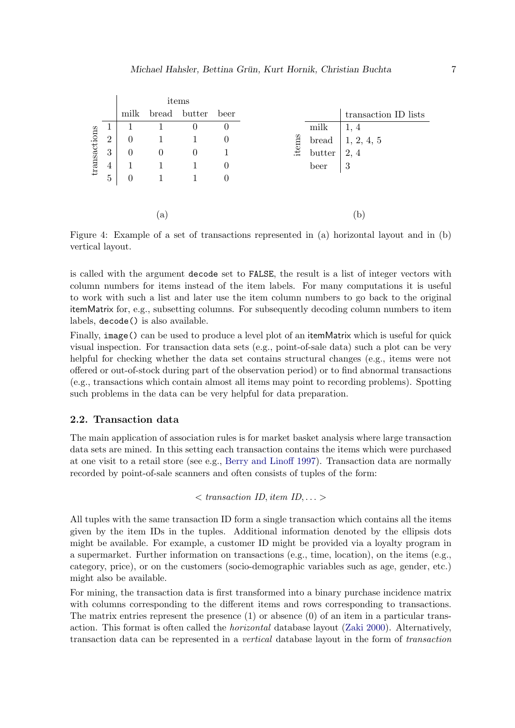| transactions | milk | bread | butter | beer |
|---|---|---|---|---|
| 1 | 1 | 1 | 0 | 0 |
| 2 | 0 | 1 | 1 | 0 |
| 3 | 0 | 0 | 0 | 1 |
| 4 | 1 | 1 | 1 | 0 |
| 5 | 0 | 1 | 1 | 0 |

(a)

| items | transaction ID lists |
|---|---|
| milk | 1, 4 |
| bread | 1, 2, 4, 5 |
| butter | 2, 4 |
| beer | 3 |

(b)

Figure 4: Example of a set of transactions represented in (a) horizontal layout and in (b) vertical layout.

is called with the argument `decode` set to `FALSE`, the result is a list of integer vectors with column numbers for items instead of the item labels. For many computations it is useful to work with such a list and later use the item column numbers to go back to the original itemMatrix for, e.g., subsetting columns. For subsequently decoding column numbers to item labels, `decode()` is also available.

Finally, `image()` can be used to produce a level plot of an itemMatrix which is useful for quick visual inspection. For transaction data sets (e.g., point-of-sale data) such a plot can be very helpful for checking whether the data set contains structural changes (e.g., items were not offered or out-of-stock during part of the observation period) or to find abnormal transactions (e.g., transactions which contain almost all items may point to recording problems). Spotting such problems in the data can be very helpful for data preparation.

### 2.2. Transaction data

The main application of association rules is for market basket analysis where large transaction data sets are mined. In this setting each transaction contains the items which were purchased at one visit to a retail store (see e.g., Berry and Linoff 1997). Transaction data are normally recorded by point-of-sale scanners and often consists of tuples of the form:

$$< \textit{transaction ID}, \textit{item ID}, \ldots >$$

All tuples with the same transaction ID form a single transaction which contains all the items given by the item IDs in the tuples. Additional information denoted by the ellipsis dots might be available. For example, a customer ID might be provided via a loyalty program in a supermarket. Further information on transactions (e.g., time, location), on the items (e.g., category, price), or on the customers (socio-demographic variables such as age, gender, etc.) might also be available.

For mining, the transaction data is first transformed into a binary purchase incidence matrix with columns corresponding to the different items and rows corresponding to transactions. The matrix entries represent the presence (1) or absence (0) of an item in a particular transaction. This format is often called the *horizontal* database layout (Zaki 2000). Alternatively, transaction data can be represented in a *vertical* database layout in the form of *transaction*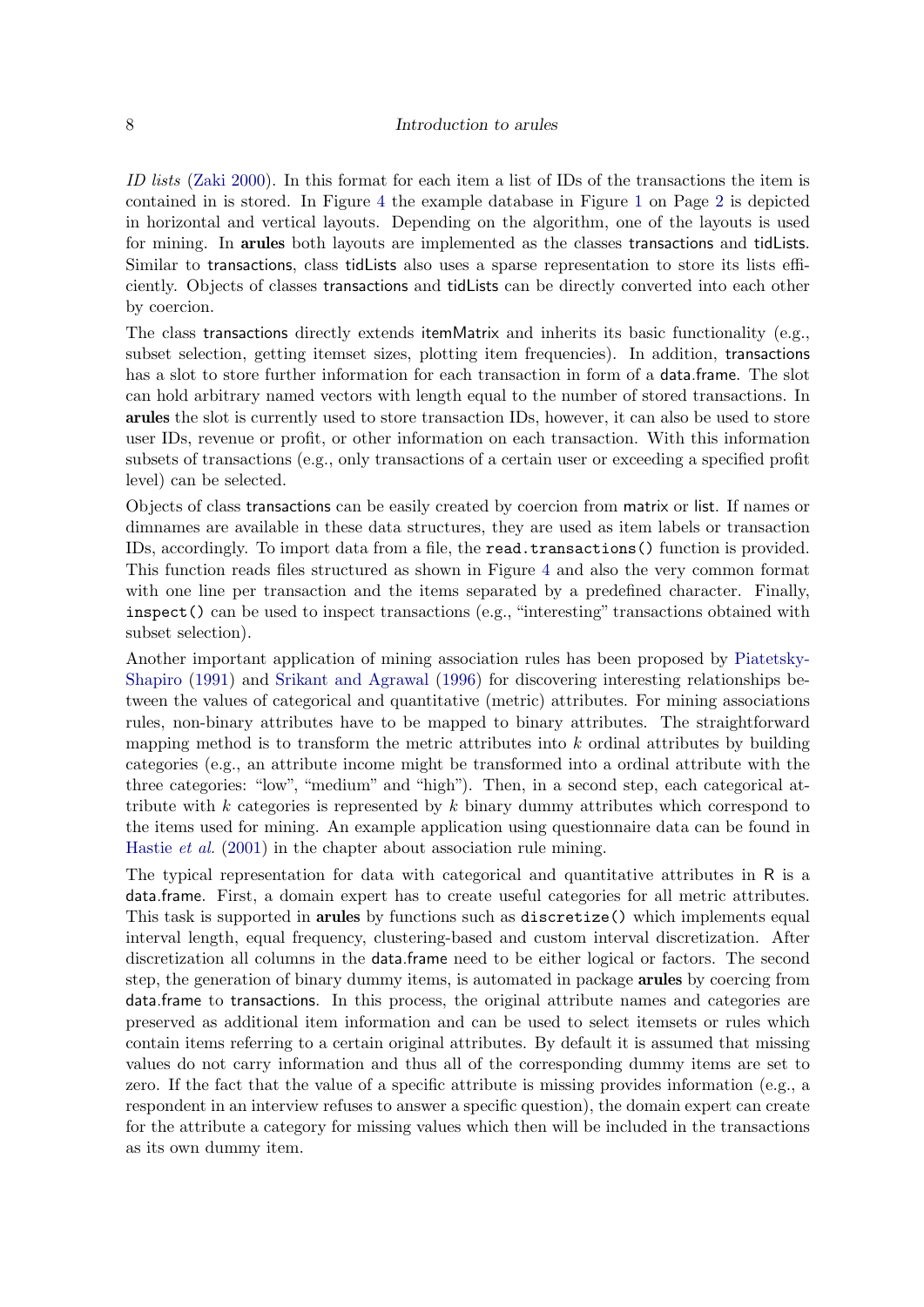*ID lists* (Zaki 2000). In this format for each item a list of IDs of the transactions the item is contained in is stored. In Figure 4 the example database in Figure 1 on Page 2 is depicted in horizontal and vertical layouts. Depending on the algorithm, one of the layouts is used for mining. In **arules** both layouts are implemented as the classes transactions and tidLists. Similar to transactions, class tidLists also uses a sparse representation to store its lists efficiently. Objects of classes transactions and tidLists can be directly converted into each other by coercion.

The class transactions directly extends itemMatrix and inherits its basic functionality (e.g., subset selection, getting itemset sizes, plotting item frequencies). In addition, transactions has a slot to store further information for each transaction in form of a data.frame. The slot can hold arbitrary named vectors with length equal to the number of stored transactions. In **arules** the slot is currently used to store transaction IDs, however, it can also be used to store user IDs, revenue or profit, or other information on each transaction. With this information subsets of transactions (e.g., only transactions of a certain user or exceeding a specified profit level) can be selected.

Objects of class transactions can be easily created by coercion from matrix or list. If names or dimnames are available in these data structures, they are used as item labels or transaction IDs, accordingly. To import data from a file, the `read.transactions()` function is provided. This function reads files structured as shown in Figure 4 and also the very common format with one line per transaction and the items separated by a predefined character. Finally, `inspect()` can be used to inspect transactions (e.g., "interesting" transactions obtained with subset selection).

Another important application of mining association rules has been proposed by Piatetsky-Shapiro (1991) and Srikant and Agrawal (1996) for discovering interesting relationships between the values of categorical and quantitative (metric) attributes. For mining associations rules, non-binary attributes have to be mapped to binary attributes. The straightforward mapping method is to transform the metric attributes into $k$ ordinal attributes by building categories (e.g., an attribute income might be transformed into a ordinal attribute with the three categories: "low", "medium" and "high"). Then, in a second step, each categorical attribute with $k$ categories is represented by $k$ binary dummy attributes which correspond to the items used for mining. An example application using questionnaire data can be found in Hastie *et al.* (2001) in the chapter about association rule mining.

The typical representation for data with categorical and quantitative attributes in R is a data.frame. First, a domain expert has to create useful categories for all metric attributes. This task is supported in **arules** by functions such as `discretize()` which implements equal interval length, equal frequency, clustering-based and custom interval discretization. After discretization all columns in the data.frame need to be either logical or factors. The second step, the generation of binary dummy items, is automated in package **arules** by coercing from data.frame to transactions. In this process, the original attribute names and categories are preserved as additional item information and can be used to select itemsets or rules which contain items referring to a certain original attributes. By default it is assumed that missing values do not carry information and thus all of the corresponding dummy items are set to zero. If the fact that the value of a specific attribute is missing provides information (e.g., a respondent in an interview refuses to answer a specific question), the domain expert can create for the attribute a category for missing values which then will be included in the transactions as its own dummy item.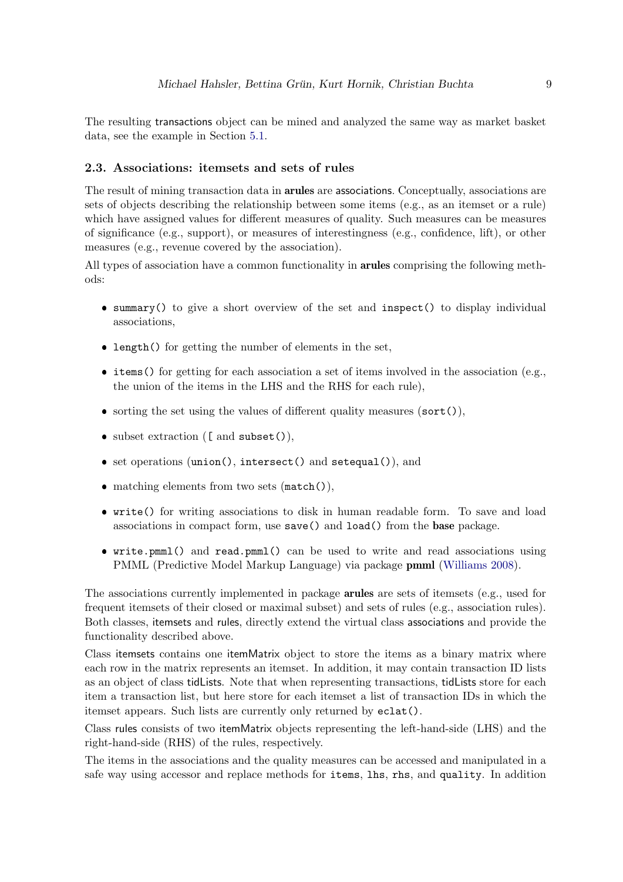The resulting transactions object can be mined and analyzed the same way as market basket data, see the example in Section 5.1.

### 2.3. Associations: itemsets and sets of rules

The result of mining transaction data in **arules** are associations. Conceptually, associations are sets of objects describing the relationship between some items (e.g., as an itemset or a rule) which have assigned values for different measures of quality. Such measures can be measures of significance (e.g., support), or measures of interestingness (e.g., confidence, lift), or other measures (e.g., revenue covered by the association).

All types of association have a common functionality in **arules** comprising the following methods:

- `summary()` to give a short overview of the set and `inspect()` to display individual associations,
- `length()` for getting the number of elements in the set,
- `items()` for getting for each association a set of items involved in the association (e.g., the union of the items in the LHS and the RHS for each rule),
- sorting the set using the values of different quality measures (`sort()`),
- subset extraction (`[` and `subset()`),
- set operations (`union()`, `intersect()` and `setequal()`), and
- matching elements from two sets (`match()`),
- `write()` for writing associations to disk in human readable form. To save and load associations in compact form, use `save()` and `load()` from the **base** package.
- `write.pmml()` and `read.pmml()` can be used to write and read associations using PMML (Predictive Model Markup Language) via package **pmml** (Williams 2008).

The associations currently implemented in package **arules** are sets of itemsets (e.g., used for frequent itemsets of their closed or maximal subset) and sets of rules (e.g., association rules). Both classes, itemsets and rules, directly extend the virtual class associations and provide the functionality described above.

Class itemsets contains one itemMatrix object to store the items as a binary matrix where each row in the matrix represents an itemset. In addition, it may contain transaction ID lists as an object of class tidLists. Note that when representing transactions, tidLists store for each item a transaction list, but here store for each itemset a list of transaction IDs in which the itemset appears. Such lists are currently only returned by `eclat()`.

Class rules consists of two itemMatrix objects representing the left-hand-side (LHS) and the right-hand-side (RHS) of the rules, respectively.

The items in the associations and the quality measures can be accessed and manipulated in a safe way using accessor and replace methods for `items`, `lhs`, `rhs`, and `quality`. In addition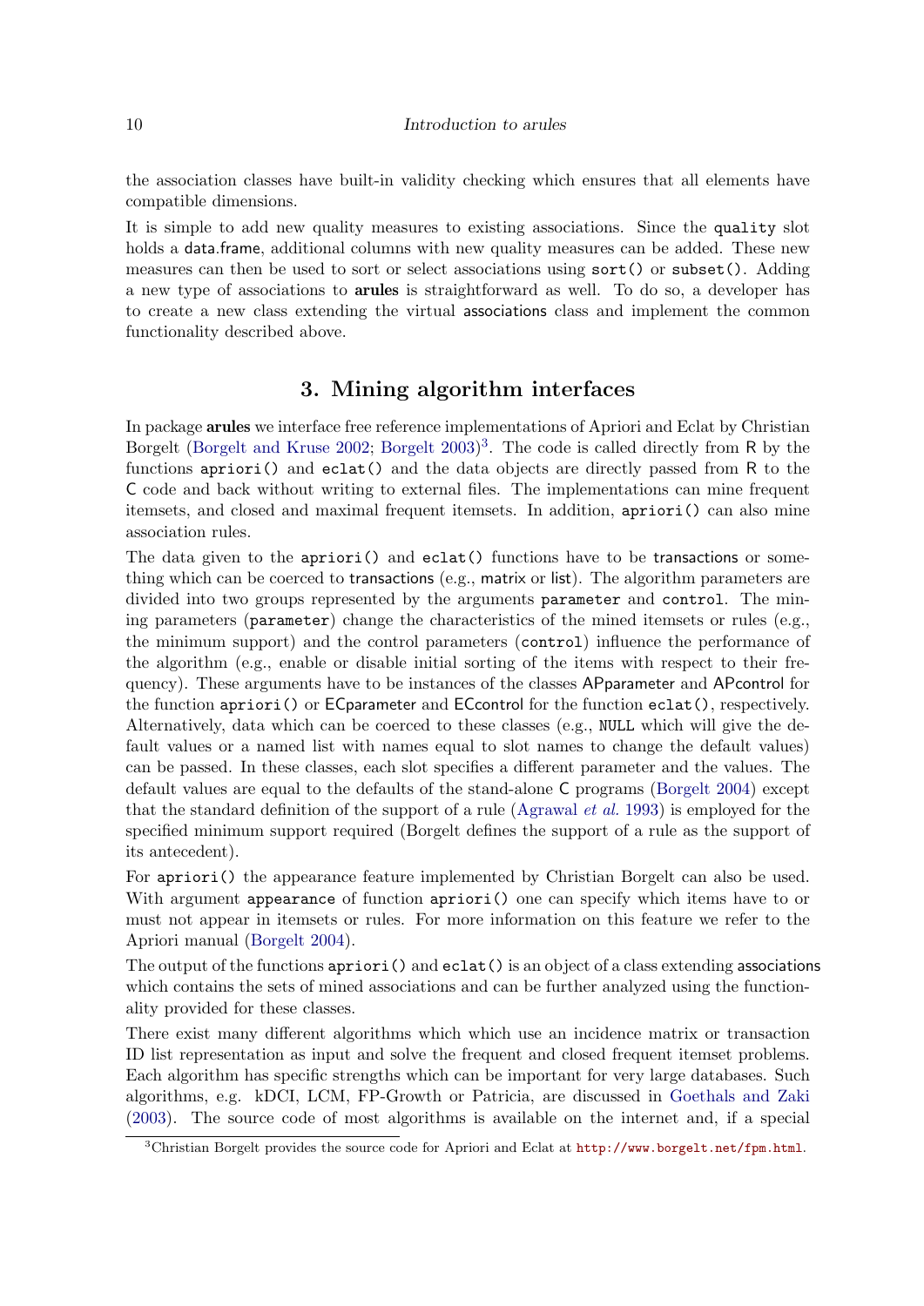the association classes have built-in validity checking which ensures that all elements have compatible dimensions.

It is simple to add new quality measures to existing associations. Since the `quality` slot holds a data.frame, additional columns with new quality measures can be added. These new measures can then be used to sort or select associations using `sort()` or `subset()`. Adding a new type of associations to **arules** is straightforward as well. To do so, a developer has to create a new class extending the virtual associations class and implement the common functionality described above.

# 3. Mining algorithm interfaces

In package **arules** we interface free reference implementations of Apriori and Eclat by Christian Borgelt (Borgelt and Kruse 2002; Borgelt 2003)[3]. The code is called directly from R by the functions `apriori()` and `eclat()` and the data objects are directly passed from R to the C code and back without writing to external files. The implementations can mine frequent itemsets, and closed and maximal frequent itemsets. In addition, `apriori()` can also mine association rules.

The data given to the `apriori()` and `eclat()` functions have to be transactions or something which can be coerced to transactions (e.g., matrix or list). The algorithm parameters are divided into two groups represented by the arguments `parameter` and `control`. The mining parameters (`parameter`) change the characteristics of the mined itemsets or rules (e.g., the minimum support) and the control parameters (`control`) influence the performance of the algorithm (e.g., enable or disable initial sorting of the items with respect to their frequency). These arguments have to be instances of the classes APparameter and APcontrol for the function `apriori()` or ECparameter and ECcontrol for the function `eclat()`, respectively. Alternatively, data which can be coerced to these classes (e.g., `NULL` which will give the default values or a named list with names equal to slot names to change the default values) can be passed. In these classes, each slot specifies a different parameter and the values. The default values are equal to the defaults of the stand-alone C programs (Borgelt 2004) except that the standard definition of the support of a rule (Agrawal *et al.* 1993) is employed for the specified minimum support required (Borgelt defines the support of a rule as the support of its antecedent).

For `apriori()` the appearance feature implemented by Christian Borgelt can also be used. With argument `appearance` of function `apriori()` one can specify which items have to or must not appear in itemsets or rules. For more information on this feature we refer to the Apriori manual (Borgelt 2004).

The output of the functions `apriori()` and `eclat()` is an object of a class extending associations which contains the sets of mined associations and can be further analyzed using the functionality provided for these classes.

There exist many different algorithms which which use an incidence matrix or transaction ID list representation as input and solve the frequent and closed frequent itemset problems. Each algorithm has specific strengths which can be important for very large databases. Such algorithms, e.g. kDCI, LCM, FP-Growth or Patricia, are discussed in Goethals and Zaki (2003). The source code of most algorithms is available on the internet and, if a special

[3] Christian Borgelt provides the source code for Apriori and Eclat at `http://www.borgelt.net/fpm.html`.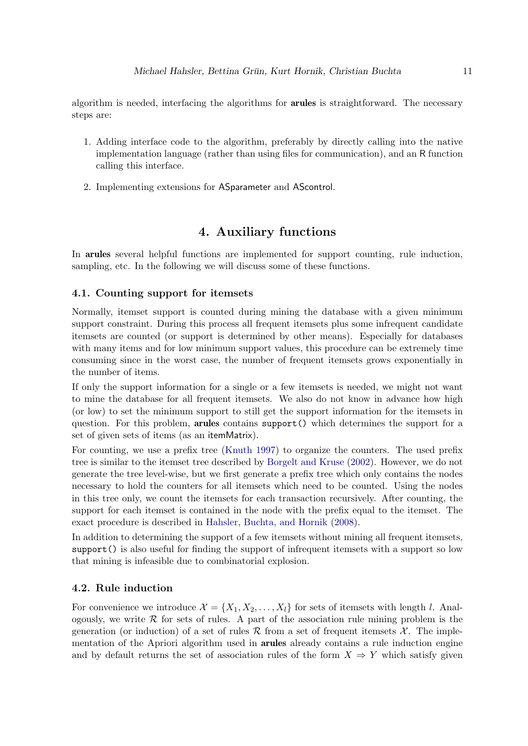algorithm is needed, interfacing the algorithms for **arules** is straightforward. The necessary steps are:

1. Adding interface code to the algorithm, preferably by directly calling into the native implementation language (rather than using files for communication), and an R function calling this interface.

2. Implementing extensions for ASparameter and AScontrol.

# 4. Auxiliary functions

In **arules** several helpful functions are implemented for support counting, rule induction, sampling, etc. In the following we will discuss some of these functions.

## 4.1. Counting support for itemsets

Normally, itemset support is counted during mining the database with a given minimum support constraint. During this process all frequent itemsets plus some infrequent candidate itemsets are counted (or support is determined by other means). Especially for databases with many items and for low minimum support values, this procedure can be extremely time consuming since in the worst case, the number of frequent itemsets grows exponentially in the number of items.

If only the support information for a single or a few itemsets is needed, we might not want to mine the database for all frequent itemsets. We also do not know in advance how high (or low) to set the minimum support to still get the support information for the itemsets in question. For this problem, **arules** contains `support()` which determines the support for a set of given sets of items (as an itemMatrix).

For counting, we use a prefix tree (Knuth 1997) to organize the counters. The used prefix tree is similar to the itemset tree described by Borgelt and Kruse (2002). However, we do not generate the tree level-wise, but we first generate a prefix tree which only contains the nodes necessary to hold the counters for all itemsets which need to be counted. Using the nodes in this tree only, we count the itemsets for each transaction recursively. After counting, the support for each itemset is contained in the node with the prefix equal to the itemset. The exact procedure is described in Hahsler, Buchta, and Hornik (2008).

In addition to determining the support of a few itemsets without mining all frequent itemsets, `support()` is also useful for finding the support of infrequent itemsets with a support so low that mining is infeasible due to combinatorial explosion.

## 4.2. Rule induction

For convenience we introduce $\mathcal{X} = \{X_1, X_2, \ldots, X_l\}$ for sets of itemsets with length $l$. Analogously, we write $\mathcal{R}$ for sets of rules. A part of the association rule mining problem is the generation (or induction) of a set of rules $\mathcal{R}$ from a set of frequent itemsets $\mathcal{X}$. The implementation of the Apriori algorithm used in **arules** already contains a rule induction engine and by default returns the set of association rules of the form $X \Rightarrow Y$ which satisfy given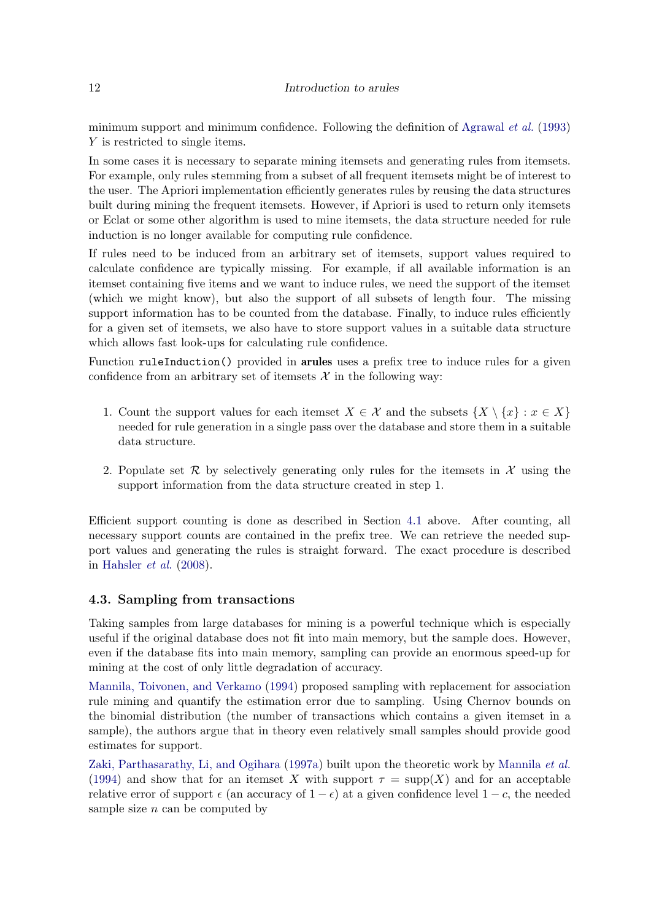minimum support and minimum confidence. Following the definition of Agrawal *et al.* (1993) $Y$ is restricted to single items.

In some cases it is necessary to separate mining itemsets and generating rules from itemsets. For example, only rules stemming from a subset of all frequent itemsets might be of interest to the user. The Apriori implementation efficiently generates rules by reusing the data structures built during mining the frequent itemsets. However, if Apriori is used to return only itemsets or Eclat or some other algorithm is used to mine itemsets, the data structure needed for rule induction is no longer available for computing rule confidence.

If rules need to be induced from an arbitrary set of itemsets, support values required to calculate confidence are typically missing. For example, if all available information is an itemset containing five items and we want to induce rules, we need the support of the itemset (which we might know), but also the support of all subsets of length four. The missing support information has to be counted from the database. Finally, to induce rules efficiently for a given set of itemsets, we also have to store support values in a suitable data structure which allows fast look-ups for calculating rule confidence.

Function `ruleInduction()` provided in **arules** uses a prefix tree to induce rules for a given confidence from an arbitrary set of itemsets $\mathcal{X}$ in the following way:

1. Count the support values for each itemset $X \in \mathcal{X}$ and the subsets $\{X \setminus \{x\} : x \in X\}$ needed for rule generation in a single pass over the database and store them in a suitable data structure.

2. Populate set $\mathcal{R}$ by selectively generating only rules for the itemsets in $\mathcal{X}$ using the support information from the data structure created in step 1.

Efficient support counting is done as described in Section 4.1 above. After counting, all necessary support counts are contained in the prefix tree. We can retrieve the needed support values and generating the rules is straight forward. The exact procedure is described in Hahsler *et al.* (2008).

### 4.3. Sampling from transactions

Taking samples from large databases for mining is a powerful technique which is especially useful if the original database does not fit into main memory, but the sample does. However, even if the database fits into main memory, sampling can provide an enormous speed-up for mining at the cost of only little degradation of accuracy.

Mannila, Toivonen, and Verkamo (1994) proposed sampling with replacement for association rule mining and quantify the estimation error due to sampling. Using Chernov bounds on the binomial distribution (the number of transactions which contains a given itemset in a sample), the authors argue that in theory even relatively small samples should provide good estimates for support.

Zaki, Parthasarathy, Li, and Ogihara (1997a) built upon the theoretic work by Mannila *et al.* (1994) and show that for an itemset $X$ with support $\tau = \text{supp}(X)$ and for an acceptable relative error of support $\epsilon$ (an accuracy of $1 - \epsilon$) at a given confidence level $1 - c$, the needed sample size $n$ can be computed by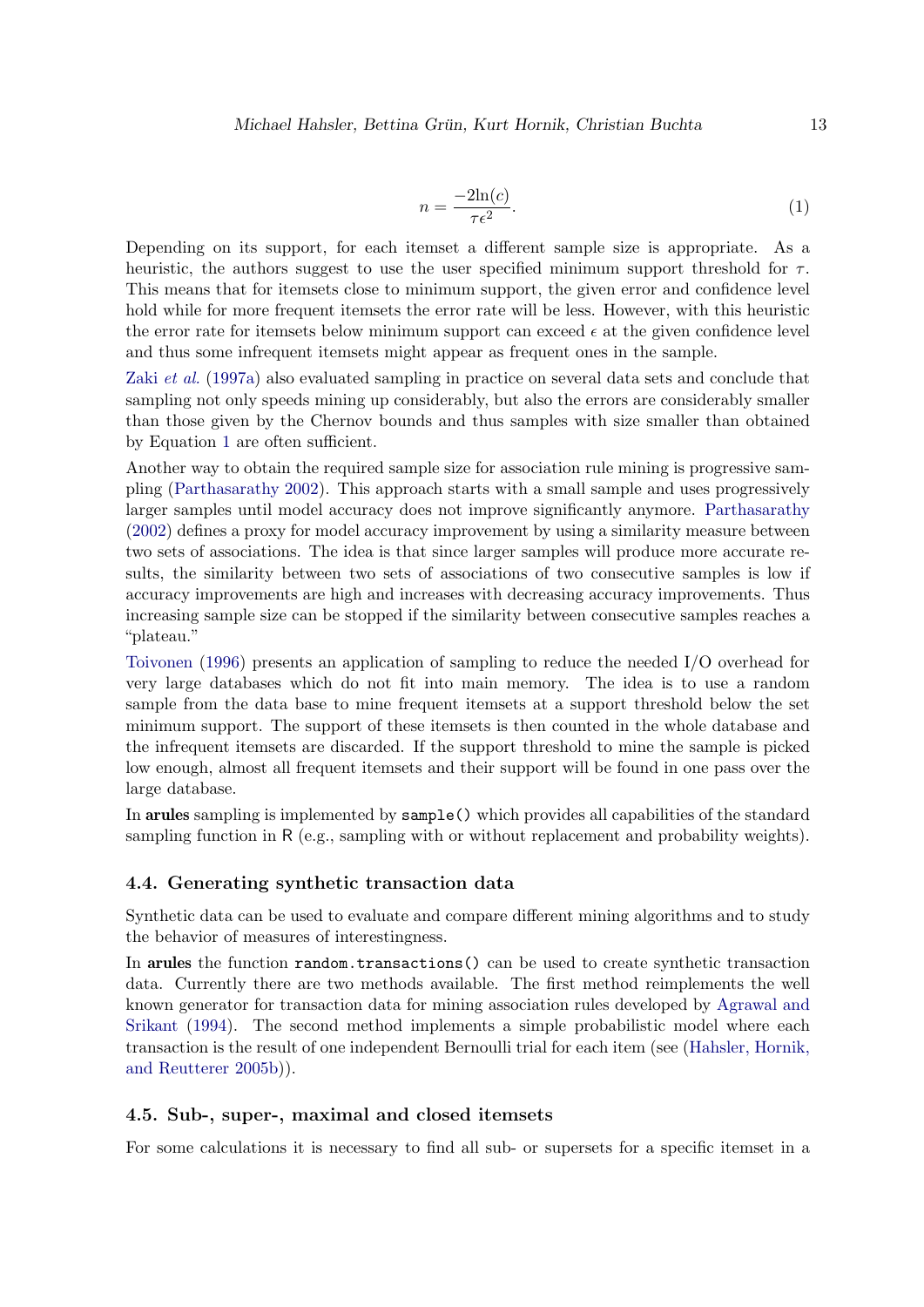$$n = \frac{-2\ln(c)}{\tau\epsilon^2}. \tag{1}$$

Depending on its support, for each itemset a different sample size is appropriate. As a heuristic, the authors suggest to use the user specified minimum support threshold for $\tau$. This means that for itemsets close to minimum support, the given error and confidence level hold while for more frequent itemsets the error rate will be less. However, with this heuristic the error rate for itemsets below minimum support can exceed $\epsilon$ at the given confidence level and thus some infrequent itemsets might appear as frequent ones in the sample.

Zaki *et al.* (1997a) also evaluated sampling in practice on several data sets and conclude that sampling not only speeds mining up considerably, but also the errors are considerably smaller than those given by the Chernov bounds and thus samples with size smaller than obtained by Equation 1 are often sufficient.

Another way to obtain the required sample size for association rule mining is progressive sampling (Parthasarathy 2002). This approach starts with a small sample and uses progressively larger samples until model accuracy does not improve significantly anymore. Parthasarathy (2002) defines a proxy for model accuracy improvement by using a similarity measure between two sets of associations. The idea is that since larger samples will produce more accurate results, the similarity between two sets of associations of two consecutive samples is low if accuracy improvements are high and increases with decreasing accuracy improvements. Thus increasing sample size can be stopped if the similarity between consecutive samples reaches a "plateau."

Toivonen (1996) presents an application of sampling to reduce the needed I/O overhead for very large databases which do not fit into main memory. The idea is to use a random sample from the data base to mine frequent itemsets at a support threshold below the set minimum support. The support of these itemsets is then counted in the whole database and the infrequent itemsets are discarded. If the support threshold to mine the sample is picked low enough, almost all frequent itemsets and their support will be found in one pass over the large database.

In **arules** sampling is implemented by `sample()` which provides all capabilities of the standard sampling function in R (e.g., sampling with or without replacement and probability weights).

### 4.4. Generating synthetic transaction data

Synthetic data can be used to evaluate and compare different mining algorithms and to study the behavior of measures of interestingness.

In **arules** the function `random.transactions()` can be used to create synthetic transaction data. Currently there are two methods available. The first method reimplements the well known generator for transaction data for mining association rules developed by Agrawal and Srikant (1994). The second method implements a simple probabilistic model where each transaction is the result of one independent Bernoulli trial for each item (see (Hahsler, Hornik, and Reutterer 2005b)).

### 4.5. Sub-, super-, maximal and closed itemsets

For some calculations it is necessary to find all sub- or supersets for a specific itemset in a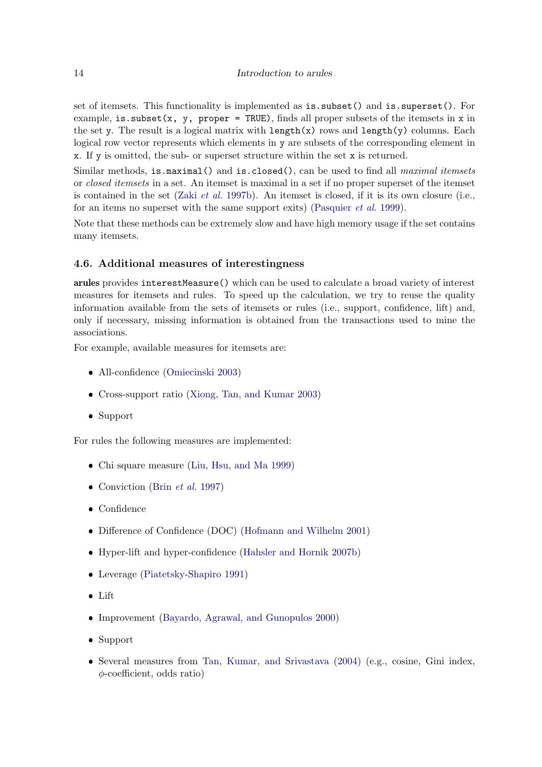set of itemsets. This functionality is implemented as `is.subset()` and `is.superset()`. For example, `is.subset(x, y, proper = TRUE)`, finds all proper subsets of the itemsets in `x` in the set `y`. The result is a logical matrix with `length(x)` rows and `length(y)` columns. Each logical row vector represents which elements in `y` are subsets of the corresponding element in `x`. If `y` is omitted, the sub- or superset structure within the set `x` is returned.

Similar methods, `is.maximal()` and `is.closed()`, can be used to find all *maximal itemsets* or *closed itemsets* in a set. An itemset is maximal in a set if no proper superset of the itemset is contained in the set (Zaki *et al.* 1997b). An itemset is closed, if it is its own closure (i.e., for an items no superset with the same support exits) (Pasquier *et al.* 1999).

Note that these methods can be extremely slow and have high memory usage if the set contains many itemsets.

### 4.6. Additional measures of interestingness

**arules** provides `interestMeasure()` which can be used to calculate a broad variety of interest measures for itemsets and rules. To speed up the calculation, we try to reuse the quality information available from the sets of itemsets or rules (i.e., support, confidence, lift) and, only if necessary, missing information is obtained from the transactions used to mine the associations.

For example, available measures for itemsets are:

- All-confidence (Omiecinski 2003)
- Cross-support ratio (Xiong, Tan, and Kumar 2003)
- Support

For rules the following measures are implemented:

- Chi square measure (Liu, Hsu, and Ma 1999)
- Conviction (Brin *et al.* 1997)
- Confidence
- Difference of Confidence (DOC) (Hofmann and Wilhelm 2001)
- Hyper-lift and hyper-confidence (Hahsler and Hornik 2007b)
- Leverage (Piatetsky-Shapiro 1991)
- Lift
- Improvement (Bayardo, Agrawal, and Gunopulos 2000)
- Support
- Several measures from Tan, Kumar, and Srivastava (2004) (e.g., cosine, Gini index, $\phi$-coefficient, odds ratio)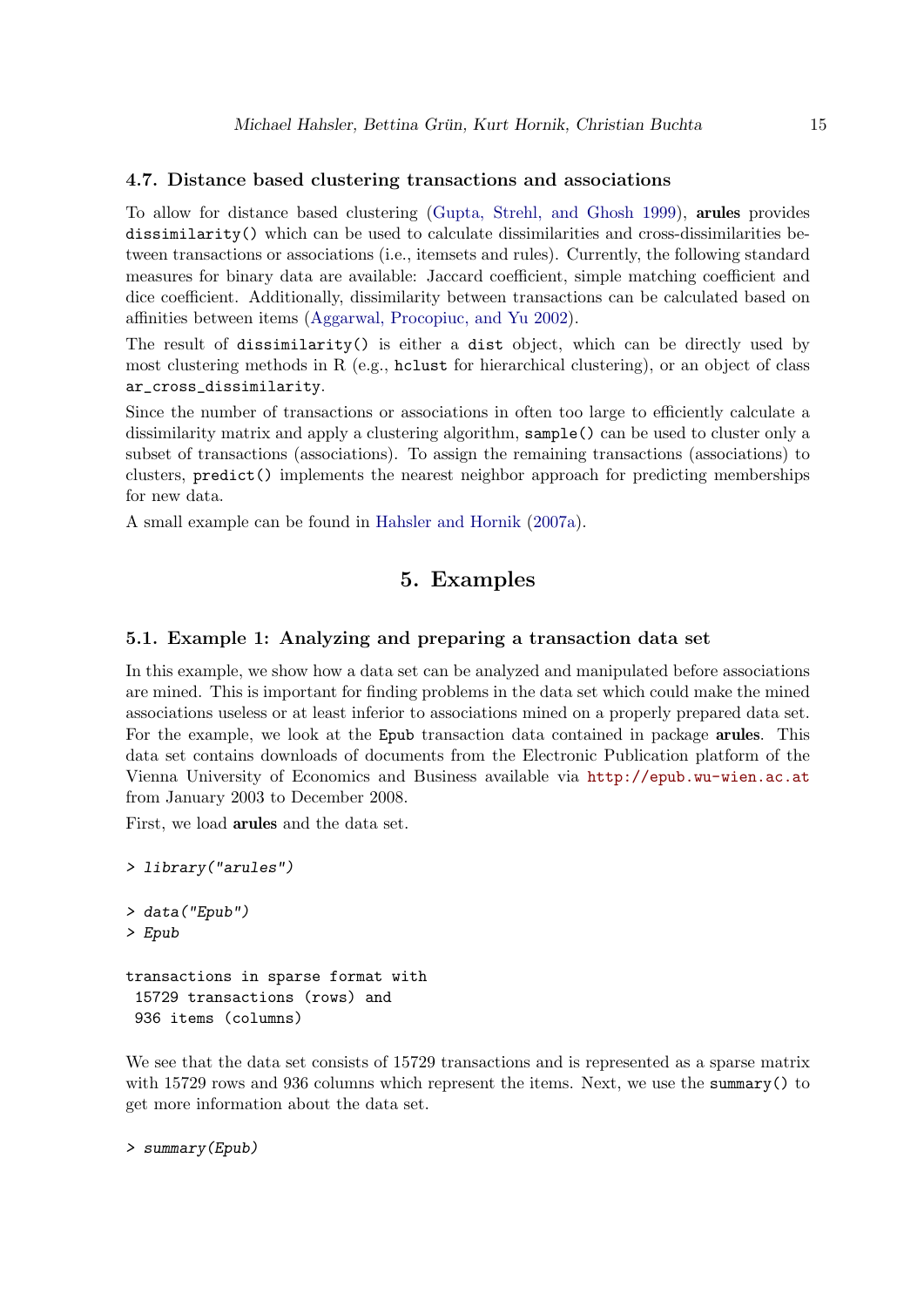### 4.7. Distance based clustering transactions and associations

To allow for distance based clustering (Gupta, Strehl, and Ghosh 1999), **arules** provides `dissimilarity()` which can be used to calculate dissimilarities and cross-dissimilarities between transactions or associations (i.e., itemsets and rules). Currently, the following standard measures for binary data are available: Jaccard coefficient, simple matching coefficient and dice coefficient. Additionally, dissimilarity between transactions can be calculated based on affinities between items (Aggarwal, Procopiuc, and Yu 2002).

The result of `dissimilarity()` is either a `dist` object, which can be directly used by most clustering methods in R (e.g., `hclust` for hierarchical clustering), or an object of class `ar_cross_dissimilarity`.

Since the number of transactions or associations in often too large to efficiently calculate a dissimilarity matrix and apply a clustering algorithm, `sample()` can be used to cluster only a subset of transactions (associations). To assign the remaining transactions (associations) to clusters, `predict()` implements the nearest neighbor approach for predicting memberships for new data.

A small example can be found in Hahsler and Hornik (2007a).

# 5. Examples

### 5.1. Example 1: Analyzing and preparing a transaction data set

In this example, we show how a data set can be analyzed and manipulated before associations are mined. This is important for finding problems in the data set which could make the mined associations useless or at least inferior to associations mined on a properly prepared data set. For the example, we look at the `Epub` transaction data contained in package **arules**. This data set contains downloads of documents from the Electronic Publication platform of the Vienna University of Economics and Business available via http://epub.wu-wien.ac.at from January 2003 to December 2008.

First, we load **arules** and the data set.

```
> library("arules")

> data("Epub")
> Epub

transactions in sparse format with
 15729 transactions (rows) and
 936 items (columns)
```

We see that the data set consists of 15729 transactions and is represented as a sparse matrix with 15729 rows and 936 columns which represent the items. Next, we use the `summary()` to get more information about the data set.

```
> summary(Epub)
```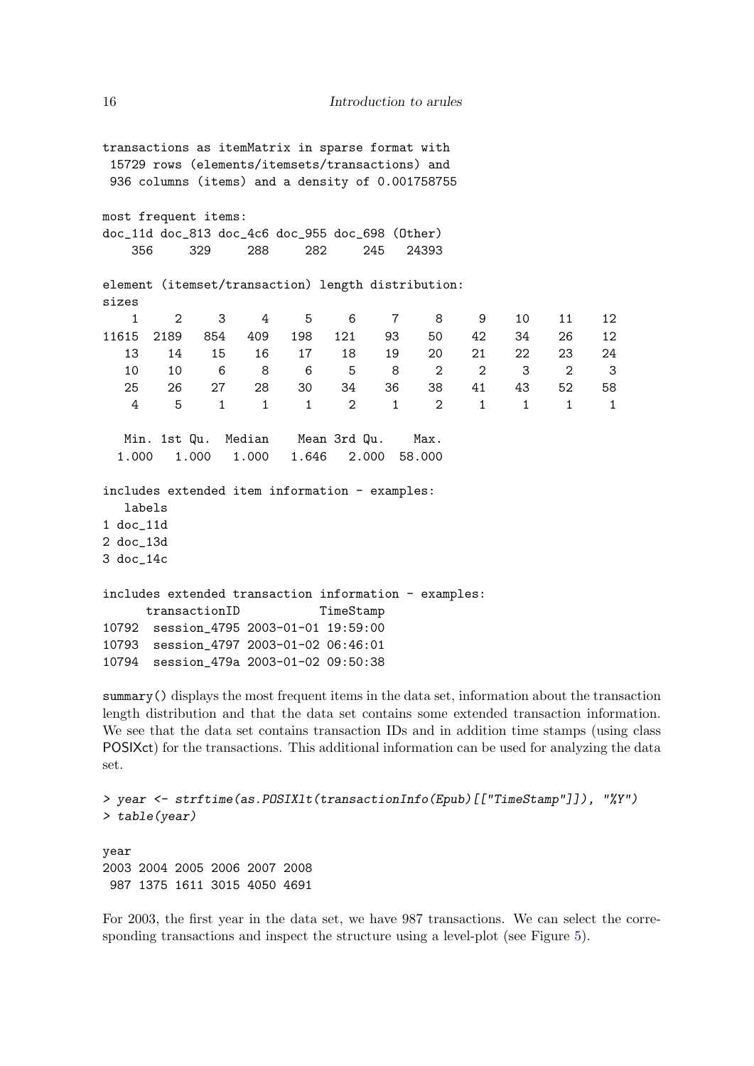```
transactions as itemMatrix in sparse format with
 15729 rows (elements/itemsets/transactions) and
 936 columns (items) and a density of 0.001758755

most frequent items:
doc_11d doc_813 doc_4c6 doc_955 doc_698 (Other)
    356     329     288     282     245   24393

element (itemset/transaction) length distribution:
sizes
    1     2     3     4     5     6     7     8     9    10    11    12
11615  2189   854   409   198   121    93    50    42    34    26    12
   13    14    15    16    17    18    19    20    21    22    23    24
   10    10     6     8     6     5     8     2     2     3     2     3
   25    26    27    28    30    34    36    38    41    43    52    58
    4     5     1     1     1     2     1     2     1     1     1     1

   Min. 1st Qu.  Median    Mean 3rd Qu.    Max.
  1.000   1.000   1.000   1.646   2.000  58.000

includes extended item information - examples:
   labels
1 doc_11d
2 doc_13d
3 doc_14c

includes extended transaction information - examples:
      transactionID           TimeStamp
10792  session_4795 2003-01-01 19:59:00
10793  session_4797 2003-01-02 06:46:01
10794  session_479a 2003-01-02 09:50:38
```

summary() displays the most frequent items in the data set, information about the transaction length distribution and that the data set contains some extended transaction information. We see that the data set contains transaction IDs and in addition time stamps (using class POSIXct) for the transactions. This additional information can be used for analyzing the data set.

```
> year <- strftime(as.POSIXlt(transactionInfo(Epub)[["TimeStamp"]]), "%Y")
> table(year)

year
2003 2004 2005 2006 2007 2008
 987 1375 1611 3015 4050 4691
```

For 2003, the first year in the data set, we have 987 transactions. We can select the corresponding transactions and inspect the structure using a level-plot (see Figure 5).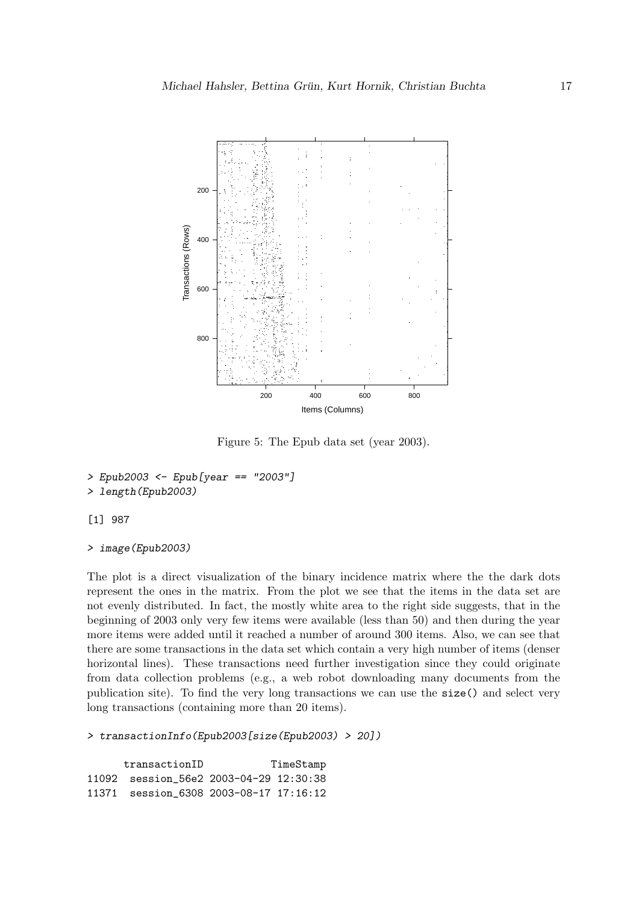Figure 5: The Epub data set (year 2003).

```
> Epub2003 <- Epub[year == "2003"]
> length(Epub2003)

[1] 987

> image(Epub2003)
```

The plot is a direct visualization of the binary incidence matrix where the the dark dots represent the ones in the matrix. From the plot we see that the items in the data set are not evenly distributed. In fact, the mostly white area to the right side suggests, that in the beginning of 2003 only very few items were available (less than 50) and then during the year more items were added until it reached a number of around 300 items. Also, we can see that there are some transactions in the data set which contain a very high number of items (denser horizontal lines). These transactions need further investigation since they could originate from data collection problems (e.g., a web robot downloading many documents from the publication site). To find the very long transactions we can use the `size()` and select very long transactions (containing more than 20 items).

```
> transactionInfo(Epub2003[size(Epub2003) > 20])

      transactionID           TimeStamp
11092  session_56e2 2003-04-29 12:30:38
11371  session_6308 2003-08-17 17:16:12
```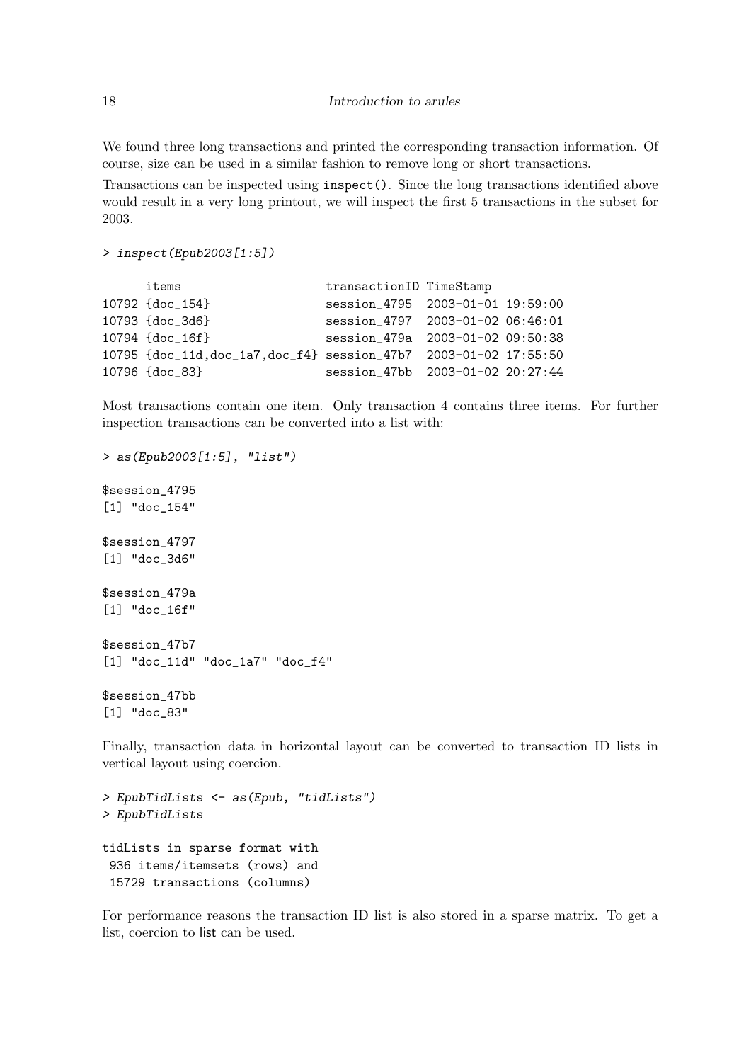We found three long transactions and printed the corresponding transaction information. Of course, size can be used in a similar fashion to remove long or short transactions.

Transactions can be inspected using `inspect()`. Since the long transactions identified above would result in a very long printout, we will inspect the first 5 transactions in the subset for 2003.

```
> inspect(Epub2003[1:5])

     items                     transactionID TimeStamp
10792 {doc_154}                session_4795  2003-01-01 19:59:00
10793 {doc_3d6}                session_4797  2003-01-02 06:46:01
10794 {doc_16f}                session_479a  2003-01-02 09:50:38
10795 {doc_11d,doc_1a7,doc_f4} session_47b7  2003-01-02 17:55:50
10796 {doc_83}                 session_47bb  2003-01-02 20:27:44
```

Most transactions contain one item. Only transaction 4 contains three items. For further inspection transactions can be converted into a list with:

```
> as(Epub2003[1:5], "list")

$session_4795
[1] "doc_154"

$session_4797
[1] "doc_3d6"

$session_479a
[1] "doc_16f"

$session_47b7
[1] "doc_11d" "doc_1a7" "doc_f4"

$session_47bb
[1] "doc_83"
```

Finally, transaction data in horizontal layout can be converted to transaction ID lists in vertical layout using coercion.

```
> EpubTidLists <- as(Epub, "tidLists")
> EpubTidLists

tidLists in sparse format with
 936 items/itemsets (rows) and
 15729 transactions (columns)
```

For performance reasons the transaction ID list is also stored in a sparse matrix. To get a list, coercion to list can be used.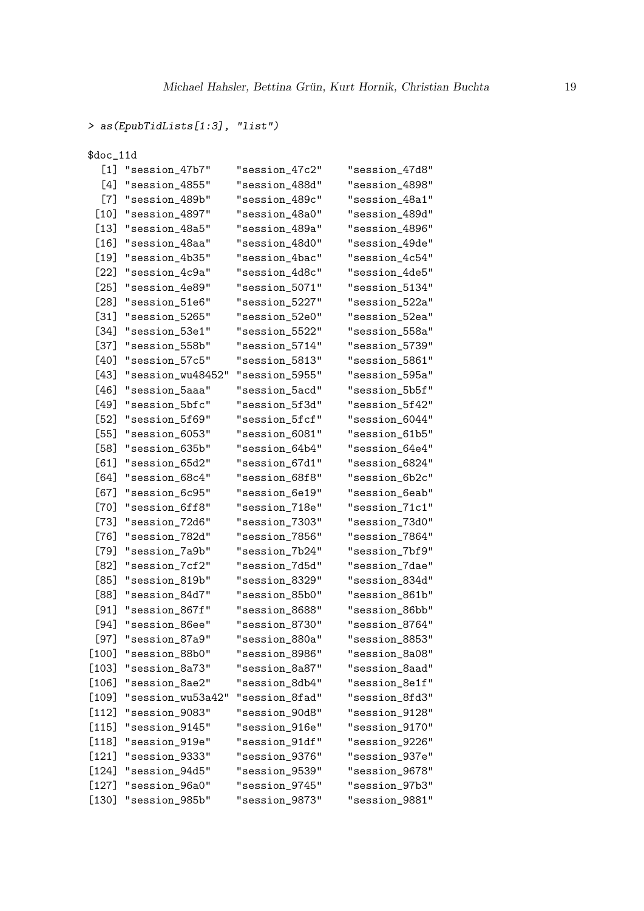```
> as(EpubTidLists[1:3], "list")

$doc_11d
  [1] "session_47b7"     "session_47c2"     "session_47d8"
  [4] "session_4855"     "session_488d"     "session_4898"
  [7] "session_489b"     "session_489c"     "session_48a1"
 [10] "session_4897"     "session_48a0"     "session_489d"
 [13] "session_48a5"     "session_489a"     "session_4896"
 [16] "session_48aa"     "session_48d0"     "session_49de"
 [19] "session_4b35"     "session_4bac"     "session_4c54"
 [22] "session_4c9a"     "session_4d8c"     "session_4de5"
 [25] "session_4e89"     "session_5071"     "session_5134"
 [28] "session_51e6"     "session_5227"     "session_522a"
 [31] "session_5265"     "session_52e0"     "session_52ea"
 [34] "session_53e1"     "session_5522"     "session_558a"
 [37] "session_558b"     "session_5714"     "session_5739"
 [40] "session_57c5"     "session_5813"     "session_5861"
 [43] "session_wu48452" "session_5955"     "session_595a"
 [46] "session_5aaa"     "session_5acd"     "session_5b5f"
 [49] "session_5bfc"     "session_5f3d"     "session_5f42"
 [52] "session_5f69"     "session_5fcf"     "session_6044"
 [55] "session_6053"     "session_6081"     "session_61b5"
 [58] "session_635b"     "session_64b4"     "session_64e4"
 [61] "session_65d2"     "session_67d1"     "session_6824"
 [64] "session_68c4"     "session_68f8"     "session_6b2c"
 [67] "session_6c95"     "session_6e19"     "session_6eab"
 [70] "session_6ff8"     "session_718e"     "session_71c1"
 [73] "session_72d6"     "session_7303"     "session_73d0"
 [76] "session_782d"     "session_7856"     "session_7864"
 [79] "session_7a9b"     "session_7b24"     "session_7bf9"
 [82] "session_7cf2"     "session_7d5d"     "session_7dae"
 [85] "session_819b"     "session_8329"     "session_834d"
 [88] "session_84d7"     "session_85b0"     "session_861b"
 [91] "session_867f"     "session_8688"     "session_86bb"
 [94] "session_86ee"     "session_8730"     "session_8764"
 [97] "session_87a9"     "session_880a"     "session_8853"
[100] "session_88b0"     "session_8986"     "session_8a08"
[103] "session_8a73"     "session_8a87"     "session_8aad"
[106] "session_8ae2"     "session_8db4"     "session_8e1f"
[109] "session_wu53a42" "session_8fad"     "session_8fd3"
[112] "session_9083"     "session_90d8"     "session_9128"
[115] "session_9145"     "session_916e"     "session_9170"
[118] "session_919e"     "session_91df"     "session_9226"
[121] "session_9333"     "session_9376"     "session_937e"
[124] "session_94d5"     "session_9539"     "session_9678"
[127] "session_96a0"     "session_9745"     "session_97b3"
[130] "session_985b"     "session_9873"     "session_9881"
```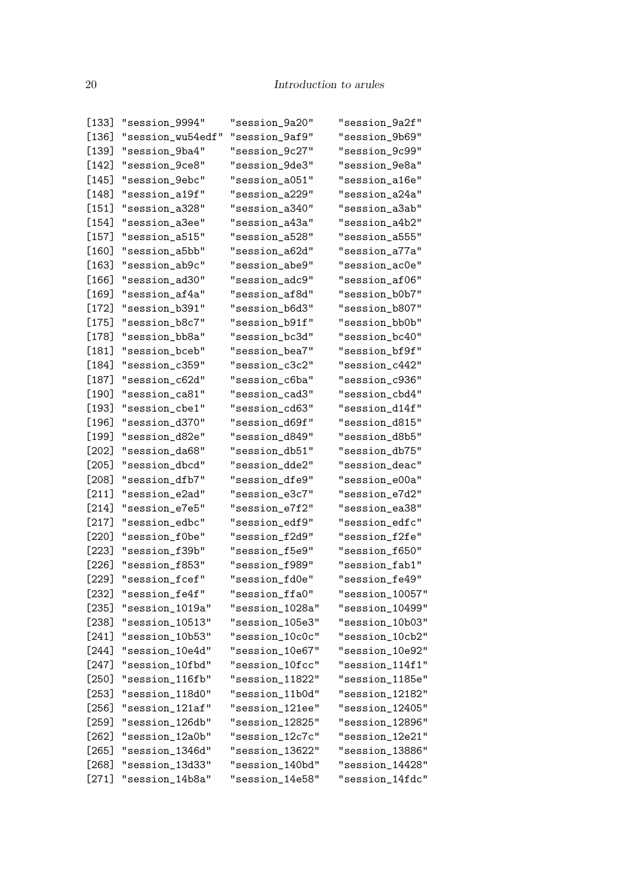```
[133] "session_9994"    "session_9a20"    "session_9a2f"
[136] "session_wu54edf" "session_9af9"    "session_9b69"
[139] "session_9ba4"    "session_9c27"    "session_9c99"
[142] "session_9ce8"    "session_9de3"    "session_9e8a"
[145] "session_9ebc"    "session_a051"    "session_a16e"
[148] "session_a19f"    "session_a229"    "session_a24a"
[151] "session_a328"    "session_a340"    "session_a3ab"
[154] "session_a3ee"    "session_a43a"    "session_a4b2"
[157] "session_a515"    "session_a528"    "session_a555"
[160] "session_a5bb"    "session_a62d"    "session_a77a"
[163] "session_ab9c"    "session_abe9"    "session_ac0e"
[166] "session_ad30"    "session_adc9"    "session_af06"
[169] "session_af4a"    "session_af8d"    "session_b0b7"
[172] "session_b391"    "session_b6d3"    "session_b807"
[175] "session_b8c7"    "session_b91f"    "session_bb0b"
[178] "session_bb8a"    "session_bc3d"    "session_bc40"
[181] "session_bceb"    "session_bea7"    "session_bf9f"
[184] "session_c359"    "session_c3c2"    "session_c442"
[187] "session_c62d"    "session_c6ba"    "session_c936"
[190] "session_ca81"    "session_cad3"    "session_cbd4"
[193] "session_cbe1"    "session_cd63"    "session_d14f"
[196] "session_d370"    "session_d69f"    "session_d815"
[199] "session_d82e"    "session_d849"    "session_d8b5"
[202] "session_da68"    "session_db51"    "session_db75"
[205] "session_dbcd"    "session_dde2"    "session_deac"
[208] "session_dfb7"    "session_dfe9"    "session_e00a"
[211] "session_e2ad"    "session_e3c7"    "session_e7d2"
[214] "session_e7e5"    "session_e7f2"    "session_ea38"
[217] "session_edbc"    "session_edf9"    "session_edfc"
[220] "session_f0be"    "session_f2d9"    "session_f2fe"
[223] "session_f39b"    "session_f5e9"    "session_f650"
[226] "session_f853"    "session_f989"    "session_fab1"
[229] "session_fcef"    "session_fd0e"    "session_fe49"
[232] "session_fe4f"    "session_ffa0"    "session_10057"
[235] "session_1019a"   "session_1028a"   "session_10499"
[238] "session_10513"   "session_105e3"   "session_10b03"
[241] "session_10b53"   "session_10c0c"   "session_10cb2"
[244] "session_10e4d"   "session_10e67"   "session_10e92"
[247] "session_10fbd"   "session_10fcc"   "session_114f1"
[250] "session_116fb"   "session_11822"   "session_1185e"
[253] "session_118d0"   "session_11b0d"   "session_12182"
[256] "session_121af"   "session_121ee"   "session_12405"
[259] "session_126db"   "session_12825"   "session_12896"
[262] "session_12a0b"   "session_12c7c"   "session_12e21"
[265] "session_1346d"   "session_13622"   "session_13886"
[268] "session_13d33"   "session_140bd"   "session_14428"
[271] "session_14b8a"   "session_14e58"   "session_14fdc"
```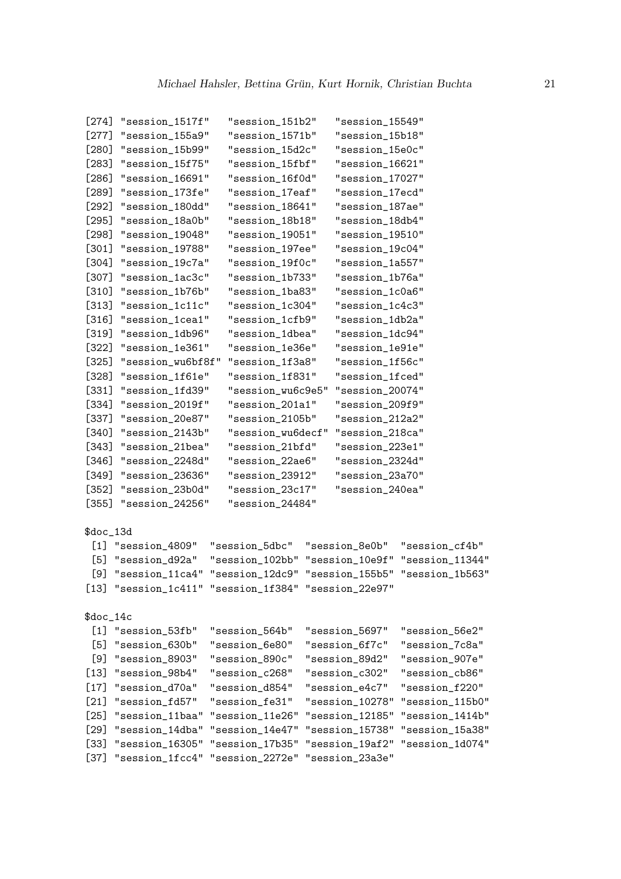```
[274] "session_1517f"   "session_151b2"   "session_15549"
[277] "session_155a9"   "session_1571b"   "session_15b18"
[280] "session_15b99"   "session_15d2c"   "session_15e0c"
[283] "session_15f75"   "session_15fbf"   "session_16621"
[286] "session_16691"   "session_16f0d"   "session_17027"
[289] "session_173fe"   "session_17eaf"   "session_17ecd"
[292] "session_180dd"   "session_18641"   "session_187ae"
[295] "session_18a0b"   "session_18b18"   "session_18db4"
[298] "session_19048"   "session_19051"   "session_19510"
[301] "session_19788"   "session_197ee"   "session_19c04"
[304] "session_19c7a"   "session_19f0c"   "session_1a557"
[307] "session_1ac3c"   "session_1b733"   "session_1b76a"
[310] "session_1b76b"   "session_1ba83"   "session_1c0a6"
[313] "session_1c11c"   "session_1c304"   "session_1c4c3"
[316] "session_1cea1"   "session_1cfb9"   "session_1db2a"
[319] "session_1db96"   "session_1dbea"   "session_1dc94"
[322] "session_1e361"   "session_1e36e"   "session_1e91e"
[325] "session_wu6bf8f" "session_1f3a8"   "session_1f56c"
[328] "session_1f61e"   "session_1f831"   "session_1fced"
[331] "session_1fd39"   "session_wu6c9e5" "session_20074"
[334] "session_2019f"   "session_201a1"   "session_209f9"
[337] "session_20e87"   "session_2105b"   "session_212a2"
[340] "session_2143b"   "session_wu6decf" "session_218ca"
[343] "session_21bea"   "session_21bfd"   "session_223e1"
[346] "session_2248d"   "session_22ae6"   "session_2324d"
[349] "session_23636"   "session_23912"   "session_23a70"
[352] "session_23b0d"   "session_23c17"   "session_240ea"
[355] "session_24256"   "session_24484"

$doc_13d
 [1] "session_4809"  "session_5dbc"  "session_8e0b"  "session_cf4b"
 [5] "session_d92a"  "session_102bb" "session_10e9f" "session_11344"
 [9] "session_11ca4" "session_12dc9" "session_155b5" "session_1b563"
[13] "session_1c411" "session_1f384" "session_22e97"

$doc_14c
 [1] "session_53fb"  "session_564b"  "session_5697"  "session_56e2"
 [5] "session_630b"  "session_6e80"  "session_6f7c"  "session_7c8a"
 [9] "session_8903"  "session_890c"  "session_89d2"  "session_907e"
[13] "session_98b4"  "session_c268"  "session_c302"  "session_cb86"
[17] "session_d70a"  "session_d854"  "session_e4c7"  "session_f220"
[21] "session_fd57"  "session_fe31"  "session_10278" "session_115b0"
[25] "session_11baa" "session_11e26" "session_12185" "session_1414b"
[29] "session_14dba" "session_14e47" "session_15738" "session_15a38"
[33] "session_16305" "session_17b35" "session_19af2" "session_1d074"
[37] "session_1fcc4" "session_2272e" "session_23a3e"
```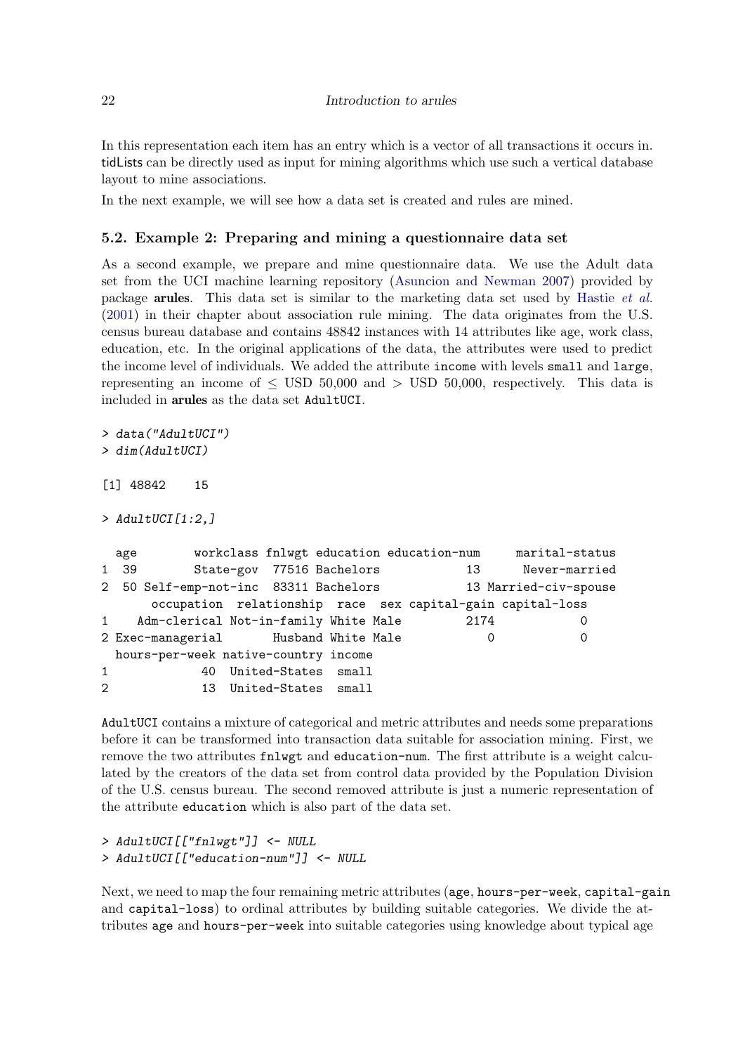In this representation each item has an entry which is a vector of all transactions it occurs in. tidLists can be directly used as input for mining algorithms which use such a vertical database layout to mine associations.

In the next example, we will see how a data set is created and rules are mined.

### 5.2. Example 2: Preparing and mining a questionnaire data set

As a second example, we prepare and mine questionnaire data. We use the Adult data set from the UCI machine learning repository (Asuncion and Newman 2007) provided by package **arules**. This data set is similar to the marketing data set used by Hastie *et al.* (2001) in their chapter about association rule mining. The data originates from the U.S. census bureau database and contains 48842 instances with 14 attributes like age, work class, education, etc. In the original applications of the data, the attributes were used to predict the income level of individuals. We added the attribute `income` with levels `small` and `large`, representing an income of $\leq$ USD 50,000 and $>$ USD 50,000, respectively. This data is included in **arules** as the data set `AdultUCI`.

```
> data("AdultUCI")
> dim(AdultUCI)

[1] 48842    15

> AdultUCI[1:2,]

  age        workclass fnlwgt education education-num     marital-status
1  39        State-gov  77516 Bachelors            13      Never-married
2  50 Self-emp-not-inc  83311 Bachelors            13 Married-civ-spouse
       occupation  relationship  race  sex capital-gain capital-loss
1    Adm-clerical Not-in-family White Male         2174            0
2 Exec-managerial       Husband White Male            0            0
  hours-per-week native-country income
1             40  United-States  small
2             13  United-States  small
```

`AdultUCI` contains a mixture of categorical and metric attributes and needs some preparations before it can be transformed into transaction data suitable for association mining. First, we remove the two attributes `fnlwgt` and `education-num`. The first attribute is a weight calculated by the creators of the data set from control data provided by the Population Division of the U.S. census bureau. The second removed attribute is just a numeric representation of the attribute `education` which is also part of the data set.

```
> AdultUCI[["fnlwgt"]] <- NULL
> AdultUCI[["education-num"]] <- NULL
```

Next, we need to map the four remaining metric attributes (`age`, `hours-per-week`, `capital-gain` and `capital-loss`) to ordinal attributes by building suitable categories. We divide the attributes `age` and `hours-per-week` into suitable categories using knowledge about typical age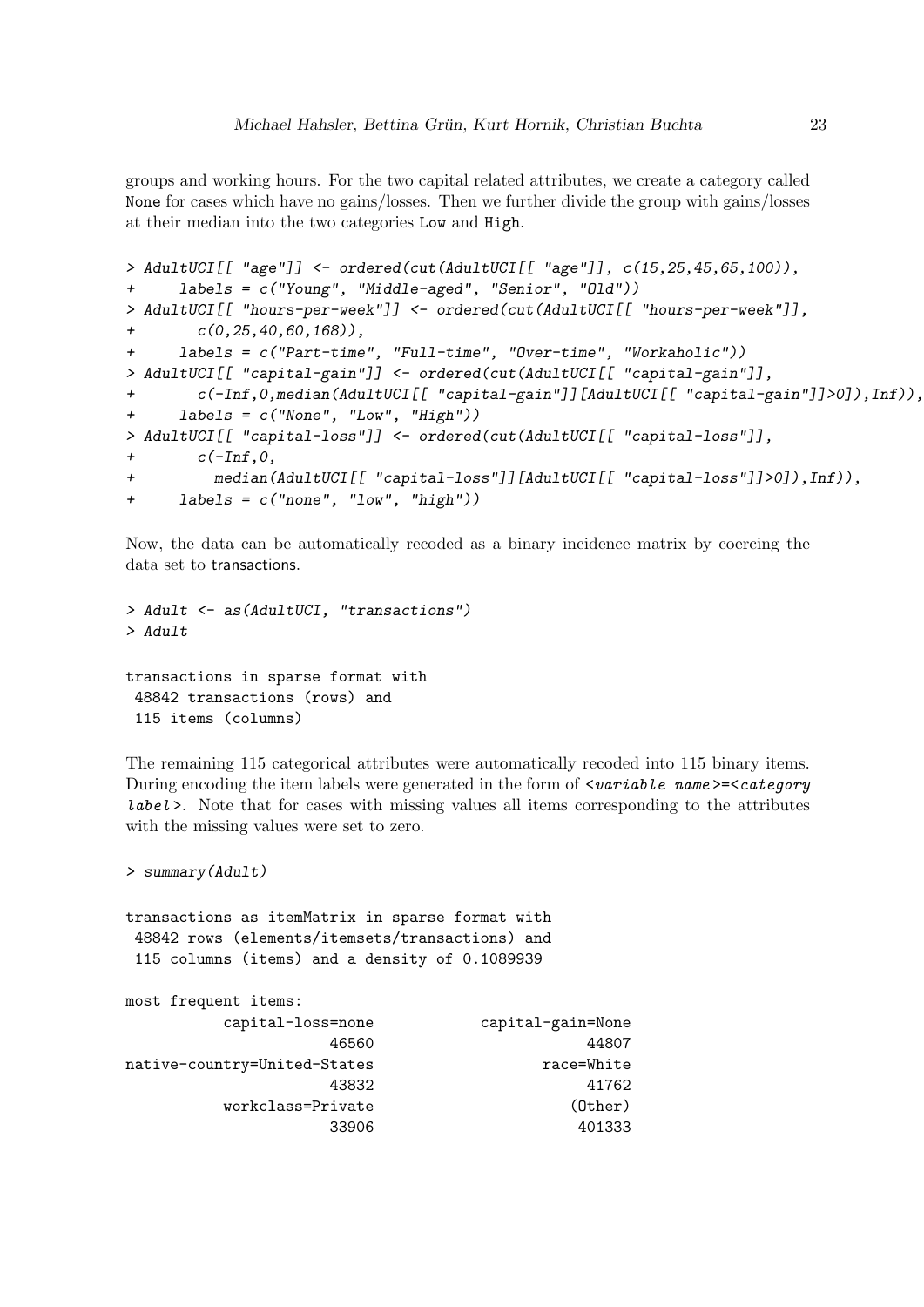groups and working hours. For the two capital related attributes, we create a category called None for cases which have no gains/losses. Then we further divide the group with gains/losses at their median into the two categories Low and High.

```
> AdultUCI[[ "age"]] <- ordered(cut(AdultUCI[[ "age"]], c(15,25,45,65,100)),
+     labels = c("Young", "Middle-aged", "Senior", "Old"))
> AdultUCI[[ "hours-per-week"]] <- ordered(cut(AdultUCI[[ "hours-per-week"]],
+       c(0,25,40,60,168)),
+     labels = c("Part-time", "Full-time", "Over-time", "Workaholic"))
> AdultUCI[[ "capital-gain"]] <- ordered(cut(AdultUCI[[ "capital-gain"]],
+       c(-Inf,0,median(AdultUCI[[ "capital-gain"]][AdultUCI[[ "capital-gain"]]>0]),Inf)),
+     labels = c("None", "Low", "High"))
> AdultUCI[[ "capital-loss"]] <- ordered(cut(AdultUCI[[ "capital-loss"]],
+       c(-Inf,0,
+         median(AdultUCI[[ "capital-loss"]][AdultUCI[[ "capital-loss"]]>0]),Inf)),
+     labels = c("none", "low", "high"))
```

Now, the data can be automatically recoded as a binary incidence matrix by coercing the data set to transactions.

```
> Adult <- as(AdultUCI, "transactions")
> Adult

transactions in sparse format with
 48842 transactions (rows) and
 115 items (columns)
```

The remaining 115 categorical attributes were automatically recoded into 115 binary items. During encoding the item labels were generated in the form of *<variable name>=<category label>*. Note that for cases with missing values all items corresponding to the attributes with the missing values were set to zero.

```
> summary(Adult)

transactions as itemMatrix in sparse format with
 48842 rows (elements/itemsets/transactions) and
 115 columns (items) and a density of 0.1089939

most frequent items:
           capital-loss=none            capital-gain=None
                       46560                        44807
native-country=United-States                   race=White
                       43832                        41762
           workclass=Private                      (Other)
                       33906                       401333
```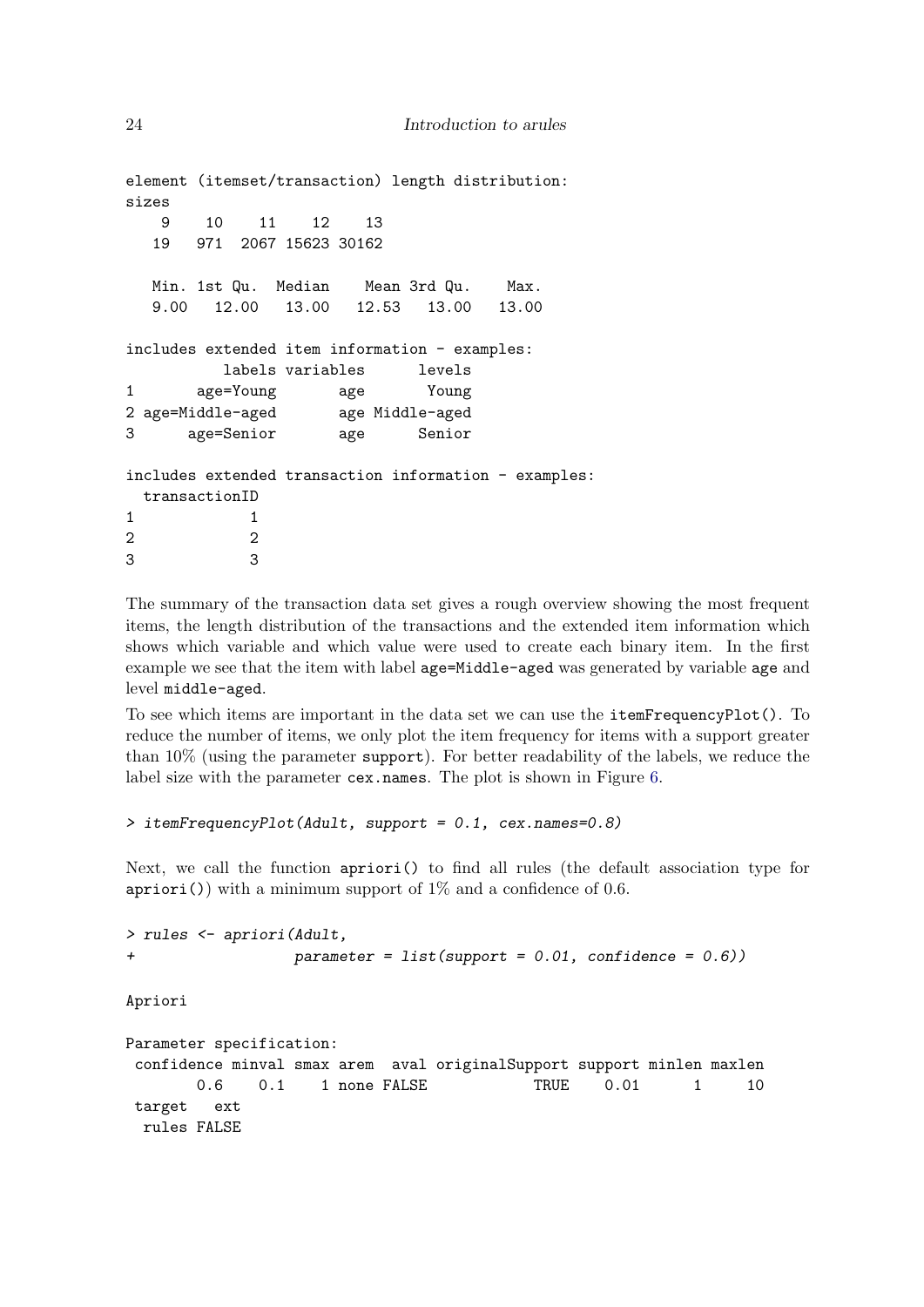```
element (itemset/transaction) length distribution:
sizes
    9    10    11    12    13 
   19   971  2067 15623 30162 

   Min. 1st Qu.  Median    Mean 3rd Qu.    Max. 
   9.00   12.00   13.00   12.53   13.00   13.00 

includes extended item information - examples:
           labels variables      levels
1       age=Young       age       Young
2 age=Middle-aged       age Middle-aged
3      age=Senior       age      Senior

includes extended transaction information - examples:
  transactionID
1             1
2             2
3             3
```

The summary of the transaction data set gives a rough overview showing the most frequent items, the length distribution of the transactions and the extended item information which shows which variable and which value were used to create each binary item. In the first example we see that the item with label `age=Middle-aged` was generated by variable `age` and level `middle-aged`.

To see which items are important in the data set we can use the `itemFrequencyPlot()`. To reduce the number of items, we only plot the item frequency for items with a support greater than 10% (using the parameter `support`). For better readability of the labels, we reduce the label size with the parameter `cex.names`. The plot is shown in Figure 6.

```
> itemFrequencyPlot(Adult, support = 0.1, cex.names=0.8)
```

Next, we call the function `apriori()` to find all rules (the default association type for `apriori()`) with a minimum support of 1% and a confidence of 0.6.

```
> rules <- apriori(Adult,
+                  parameter = list(support = 0.01, confidence = 0.6))

Apriori

Parameter specification:
 confidence minval smax arem  aval originalSupport support minlen maxlen
        0.6    0.1    1 none FALSE            TRUE    0.01      1     10
 target   ext
  rules FALSE
```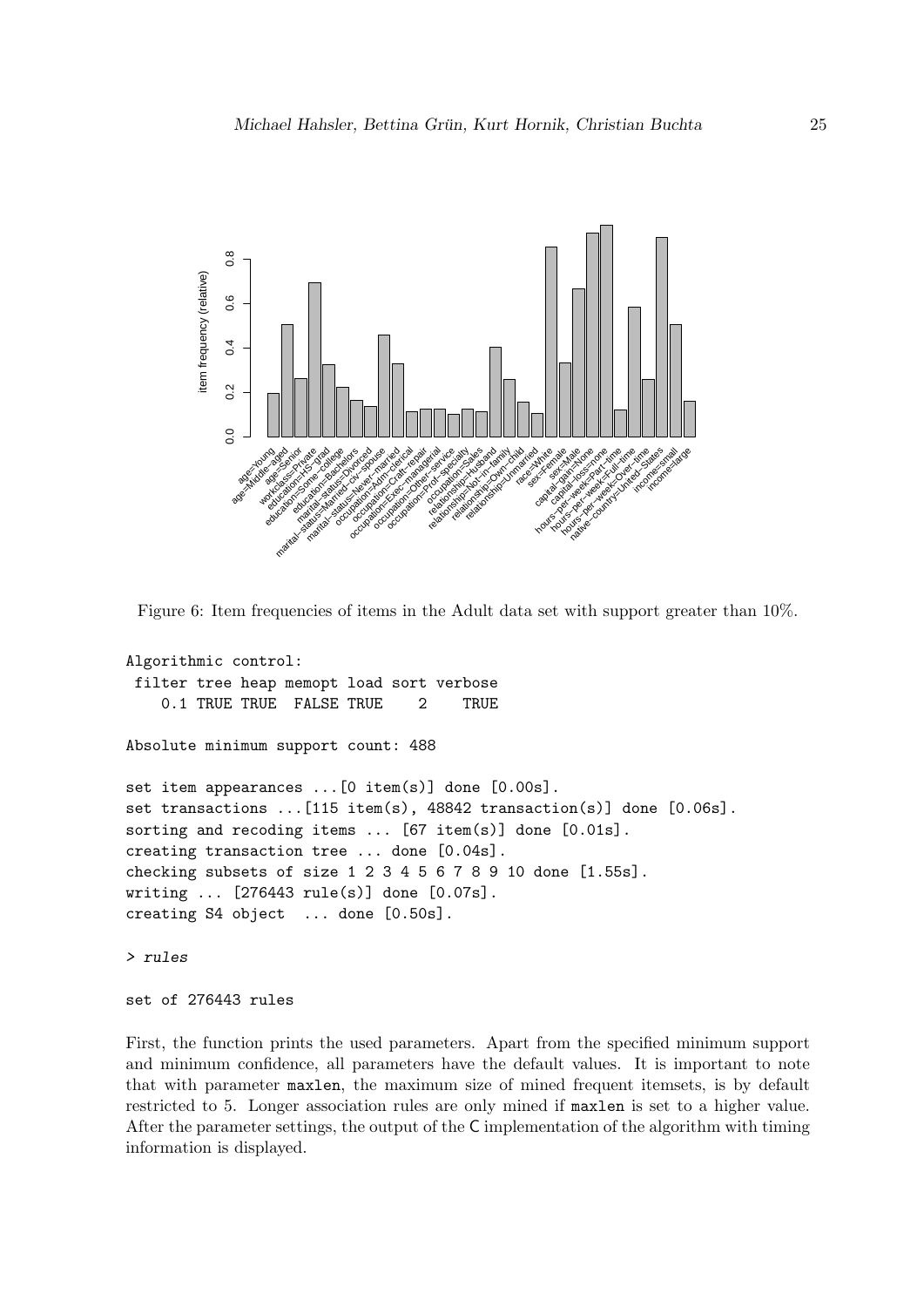Figure 6: Item frequencies of items in the Adult data set with support greater than 10%.

```
Algorithmic control:
 filter tree heap memopt load sort verbose
    0.1 TRUE TRUE  FALSE TRUE    2    TRUE

Absolute minimum support count: 488

set item appearances ...[0 item(s)] done [0.00s].
set transactions ...[115 item(s), 48842 transaction(s)] done [0.06s].
sorting and recoding items ... [67 item(s)] done [0.01s].
creating transaction tree ... done [0.04s].
checking subsets of size 1 2 3 4 5 6 7 8 9 10 done [1.55s].
writing ... [276443 rule(s)] done [0.07s].
creating S4 object  ... done [0.50s].

> rules

set of 276443 rules
```

First, the function prints the used parameters. Apart from the specified minimum support and minimum confidence, all parameters have the default values. It is important to note that with parameter `maxlen`, the maximum size of mined frequent itemsets, is by default restricted to 5. Longer association rules are only mined if `maxlen` is set to a higher value. After the parameter settings, the output of the C implementation of the algorithm with timing information is displayed.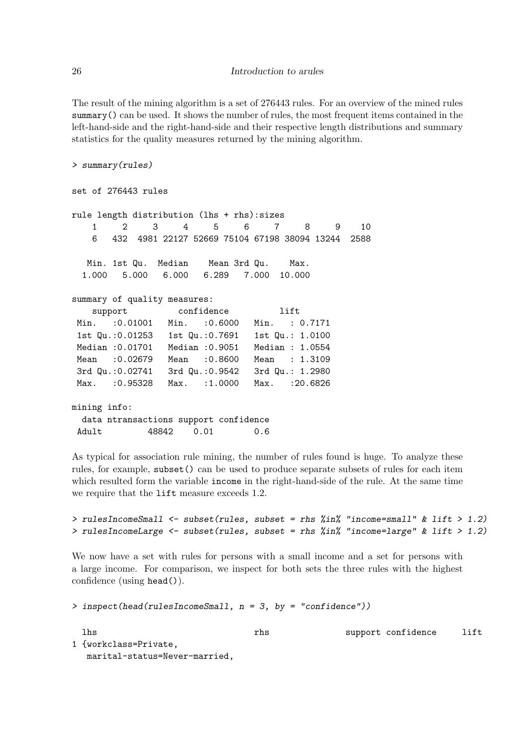The result of the mining algorithm is a set of 276443 rules. For an overview of the mined rules `summary()` can be used. It shows the number of rules, the most frequent items contained in the left-hand-side and the right-hand-side and their respective length distributions and summary statistics for the quality measures returned by the mining algorithm.

```
> summary(rules)

set of 276443 rules

rule length distribution (lhs + rhs):sizes
    1     2     3     4     5     6     7     8     9    10 
    6   432  4981 22127 52669 75104 67198 38094 13244  2588 

   Min. 1st Qu.  Median    Mean 3rd Qu.    Max. 
  1.000   5.000   6.000   6.289   7.000  10.000 

summary of quality measures:
    support          confidence          lift        
 Min.   :0.01001   Min.   :0.6000   Min.   : 0.7171  
 1st Qu.:0.01253   1st Qu.:0.7691   1st Qu.: 1.0100  
 Median :0.01701   Median :0.9051   Median : 1.0554  
 Mean   :0.02679   Mean   :0.8600   Mean   : 1.3109  
 3rd Qu.:0.02741   3rd Qu.:0.9542   3rd Qu.: 1.2980  
 Max.   :0.95328   Max.   :1.0000   Max.   :20.6826  

mining info:
  data ntransactions support confidence
 Adult         48842    0.01        0.6
```

As typical for association rule mining, the number of rules found is huge. To analyze these rules, for example, `subset()` can be used to produce separate subsets of rules for each item which resulted form the variable `income` in the right-hand-side of the rule. At the same time we require that the `lift` measure exceeds 1.2.

```
> rulesIncomeSmall <- subset(rules, subset = rhs %in% "income=small" & lift > 1.2)
> rulesIncomeLarge <- subset(rules, subset = rhs %in% "income=large" & lift > 1.2)
```

We now have a set with rules for persons with a small income and a set for persons with a large income. For comparison, we inspect for both sets the three rules with the highest confidence (using `head()`).

```
> inspect(head(rulesIncomeSmall, n = 3, by = "confidence"))

  lhs                               rhs               support confidence     lift
1 {workclass=Private,                                                            
   marital-status=Never-married,
```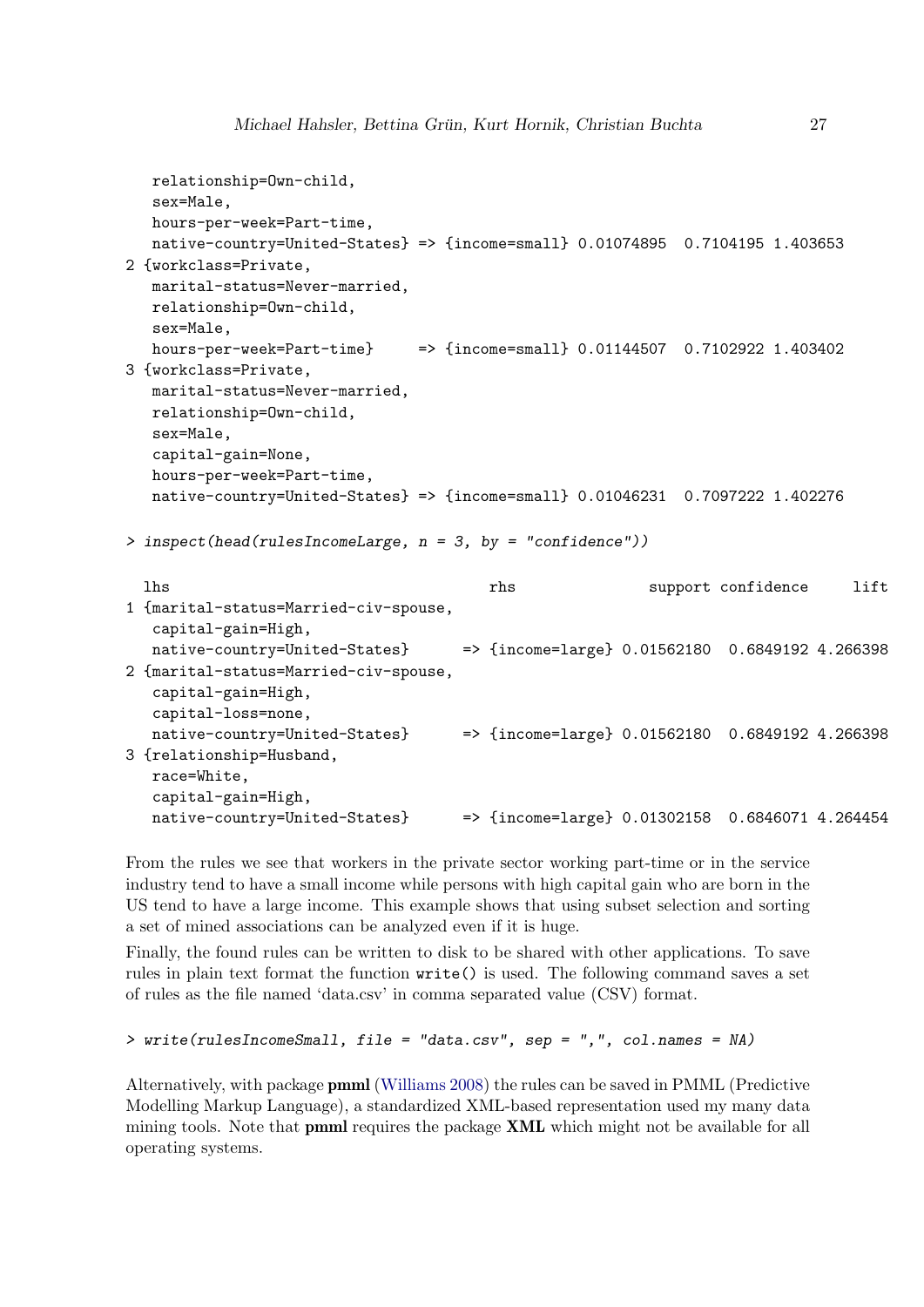```
   relationship=Own-child,
   sex=Male,
   hours-per-week=Part-time,
   native-country=United-States} => {income=small} 0.01074895  0.7104195 1.403653
2 {workclass=Private,
   marital-status=Never-married,
   relationship=Own-child,
   sex=Male,
   hours-per-week=Part-time}     => {income=small} 0.01144507  0.7102922 1.403402
3 {workclass=Private,
   marital-status=Never-married,
   relationship=Own-child,
   sex=Male,
   capital-gain=None,
   hours-per-week=Part-time,
   native-country=United-States} => {income=small} 0.01046231  0.7097222 1.402276
```

```
> inspect(head(rulesIncomeLarge, n = 3, by = "confidence"))

  lhs                                     rhs              support confidence     lift
1 {marital-status=Married-civ-spouse,
   capital-gain=High,
   native-country=United-States}      => {income=large} 0.01562180  0.6849192 4.266398
2 {marital-status=Married-civ-spouse,
   capital-gain=High,
   capital-loss=none,
   native-country=United-States}      => {income=large} 0.01562180  0.6849192 4.266398
3 {relationship=Husband,
   race=White,
   capital-gain=High,
   native-country=United-States}      => {income=large} 0.01302158  0.6846071 4.264454
```

From the rules we see that workers in the private sector working part-time or in the service industry tend to have a small income while persons with high capital gain who are born in the US tend to have a large income. This example shows that using subset selection and sorting a set of mined associations can be analyzed even if it is huge.

Finally, the found rules can be written to disk to be shared with other applications. To save rules in plain text format the function `write()` is used. The following command saves a set of rules as the file named 'data.csv' in comma separated value (CSV) format.

```
> write(rulesIncomeSmall, file = "data.csv", sep = ",", col.names = NA)
```

Alternatively, with package **pmml** (Williams 2008) the rules can be saved in PMML (Predictive Modelling Markup Language), a standardized XML-based representation used my many data mining tools. Note that **pmml** requires the package **XML** which might not be available for all operating systems.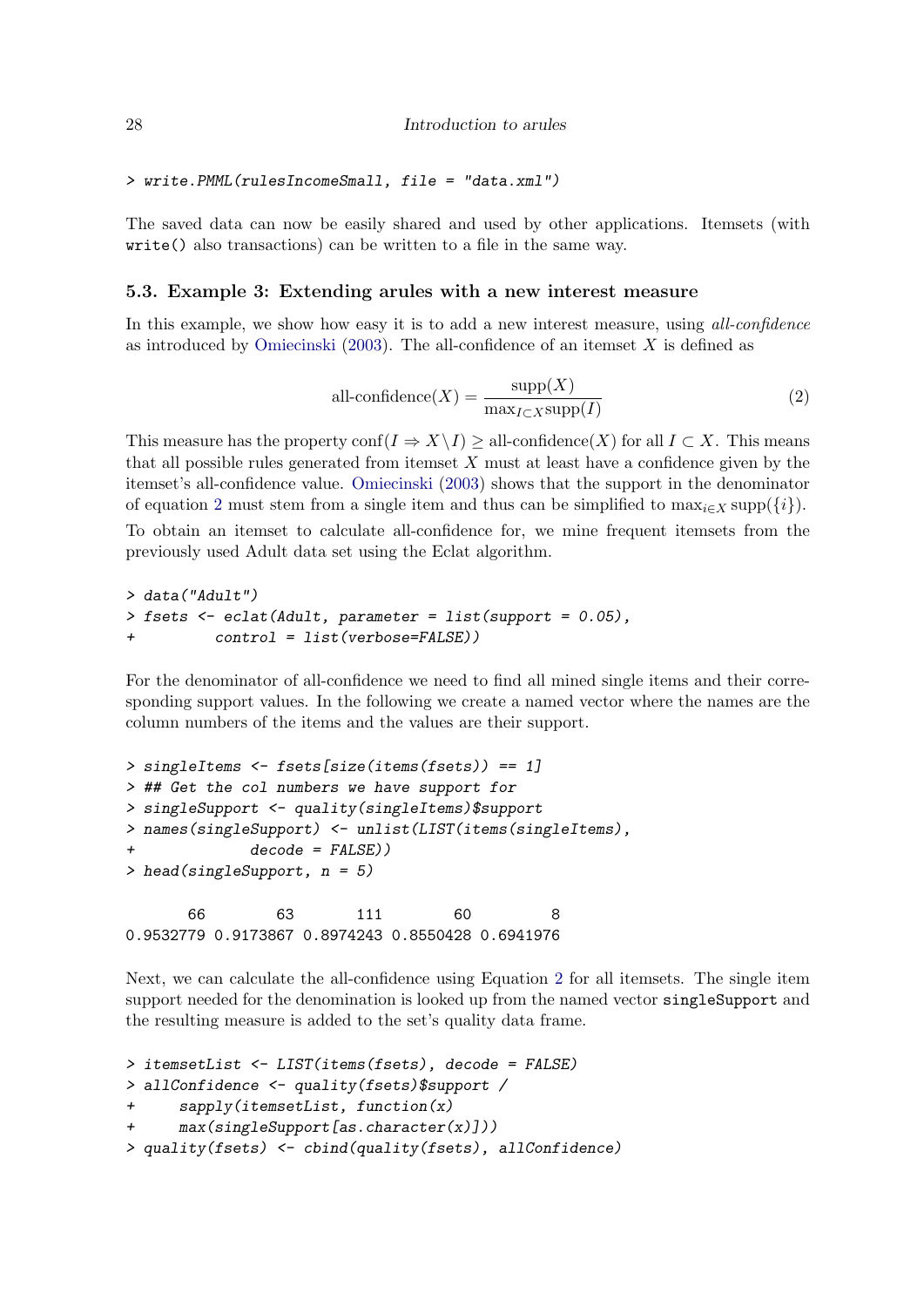```
> write.PMML(rulesIncomeSmall, file = "data.xml")
```

The saved data can now be easily shared and used by other applications. Itemsets (with `write()` also transactions) can be written to a file in the same way.

### 5.3. Example 3: Extending arules with a new interest measure

In this example, we show how easy it is to add a new interest measure, using *all-confidence* as introduced by Omiecinski (2003). The all-confidence of an itemset $X$ is defined as

$$\text{all-confidence}(X) = \frac{\text{supp}(X)}{\max_{I \subset X} \text{supp}(I)} \tag{2}$$

This measure has the property $\text{conf}(I \Rightarrow X \setminus I) \geq \text{all-confidence}(X)$ for all $I \subset X$. This means that all possible rules generated from itemset $X$ must at least have a confidence given by the itemset's all-confidence value. Omiecinski (2003) shows that the support in the denominator of equation 2 must stem from a single item and thus can be simplified to $\max_{i \in X} \text{supp}(\{i\})$.

To obtain an itemset to calculate all-confidence for, we mine frequent itemsets from the previously used Adult data set using the Eclat algorithm.

```
> data("Adult")
> fsets <- eclat(Adult, parameter = list(support = 0.05),
+         control = list(verbose=FALSE))
```

For the denominator of all-confidence we need to find all mined single items and their corresponding support values. In the following we create a named vector where the names are the column numbers of the items and the values are their support.

```
> singleItems <- fsets[size(items(fsets)) == 1]
> ## Get the col numbers we have support for
> singleSupport <- quality(singleItems)$support
> names(singleSupport) <- unlist(LIST(items(singleItems),
+            decode = FALSE))
> head(singleSupport, n = 5)

       66        63       111        60         8 
0.9532779 0.9173867 0.8974243 0.8550428 0.6941976 
```

Next, we can calculate the all-confidence using Equation 2 for all itemsets. The single item support needed for the denomination is looked up from the named vector `singleSupport` and the resulting measure is added to the set's quality data frame.

```
> itemsetList <- LIST(items(fsets), decode = FALSE)
> allConfidence <- quality(fsets)$support /
+     sapply(itemsetList, function(x)
+     max(singleSupport[as.character(x)]))
> quality(fsets) <- cbind(quality(fsets), allConfidence)
```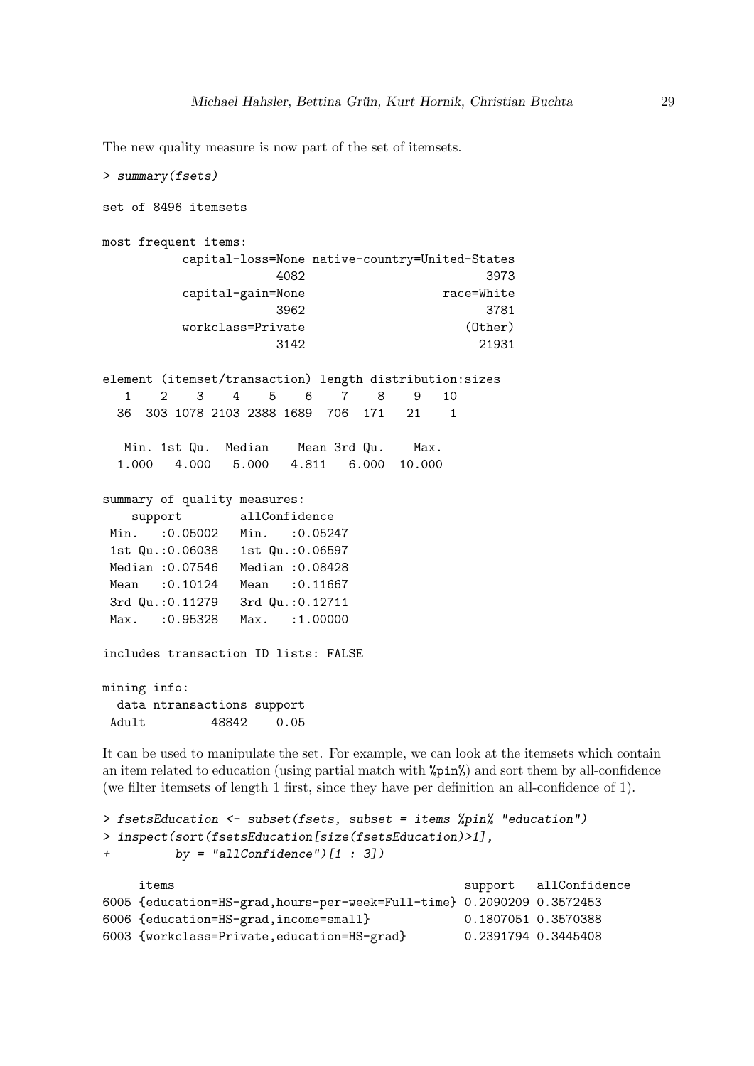The new quality measure is now part of the set of itemsets.

```
> summary(fsets)

set of 8496 itemsets

most frequent items:
          capital-loss=None native-country=United-States
                       4082                        3973
          capital-gain=None                  race=White
                       3962                        3781
          workclass=Private                     (Other)
                       3142                       21931

element (itemset/transaction) length distribution:sizes
   1    2    3    4    5    6    7    8    9   10
  36  303 1078 2103 2388 1689  706  171   21    1

   Min. 1st Qu.  Median    Mean 3rd Qu.    Max.
  1.000   4.000   5.000   4.811   6.000  10.000

summary of quality measures:
    support        allConfidence
 Min.   :0.05002   Min.   :0.05247
 1st Qu.:0.06038   1st Qu.:0.06597
 Median :0.07546   Median :0.08428
 Mean   :0.10124   Mean   :0.11667
 3rd Qu.:0.11279   3rd Qu.:0.12711
 Max.   :0.95328   Max.   :1.00000

includes transaction ID lists: FALSE

mining info:
  data ntransactions support
 Adult         48842    0.05
```

It can be used to manipulate the set. For example, we can look at the itemsets which contain an item related to education (using partial match with %pin%) and sort them by all-confidence (we filter itemsets of length 1 first, since they have per definition an all-confidence of 1).

```
> fsetsEducation <- subset(fsets, subset = items %pin% "education")
> inspect(sort(fsetsEducation[size(fsetsEducation)>1],
+          by = "allConfidence")[1 : 3])

     items                                          support   allConfidence
6005 {education=HS-grad,hours-per-week=Full-time} 0.2090209 0.3572453
6006 {education=HS-grad,income=small}             0.1807051 0.3570388
6003 {workclass=Private,education=HS-grad}        0.2391794 0.3445408
```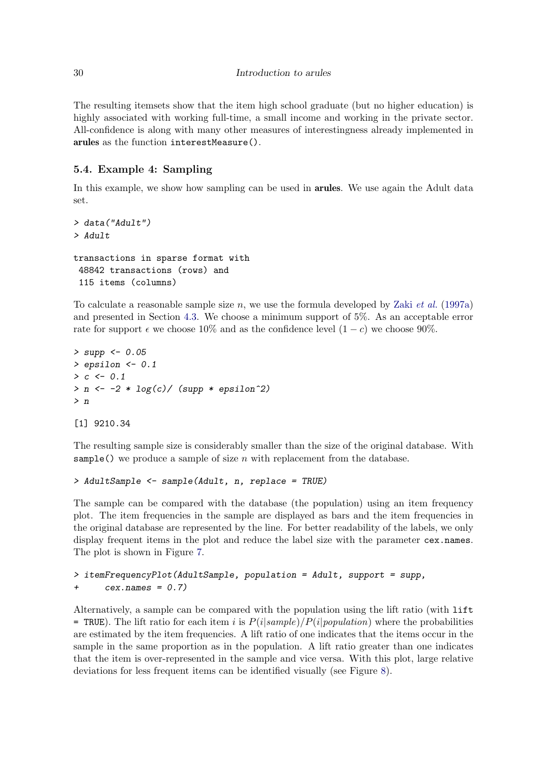The resulting itemsets show that the item high school graduate (but no higher education) is highly associated with working full-time, a small income and working in the private sector. All-confidence is along with many other measures of interestingness already implemented in **arules** as the function `interestMeasure()`.

### 5.4. Example 4: Sampling

In this example, we show how sampling can be used in **arules**. We use again the Adult data set.

```
> data("Adult")
> Adult

transactions in sparse format with
 48842 transactions (rows) and
 115 items (columns)
```

To calculate a reasonable sample size $n$, we use the formula developed by Zaki *et al.* (1997a) and presented in Section 4.3. We choose a minimum support of 5%. As an acceptable error rate for support $\epsilon$ we choose 10% and as the confidence level $(1 - c)$ we choose 90%.

```
> supp <- 0.05
> epsilon <- 0.1
> c <- 0.1
> n <- -2 * log(c)/ (supp * epsilon^2)
> n

[1] 9210.34
```

The resulting sample size is considerably smaller than the size of the original database. With `sample()` we produce a sample of size $n$ with replacement from the database.

```
> AdultSample <- sample(Adult, n, replace = TRUE)
```

The sample can be compared with the database (the population) using an item frequency plot. The item frequencies in the sample are displayed as bars and the item frequencies in the original database are represented by the line. For better readability of the labels, we only display frequent items in the plot and reduce the label size with the parameter `cex.names`. The plot is shown in Figure 7.

```
> itemFrequencyPlot(AdultSample, population = Adult, support = supp,
+     cex.names = 0.7)
```

Alternatively, a sample can be compared with the population using the lift ratio (with `lift = TRUE`). The lift ratio for each item $i$ is $P(i|sample)/P(i|population)$ where the probabilities are estimated by the item frequencies. A lift ratio of one indicates that the items occur in the sample in the same proportion as in the population. A lift ratio greater than one indicates that the item is over-represented in the sample and vice versa. With this plot, large relative deviations for less frequent items can be identified visually (see Figure 8).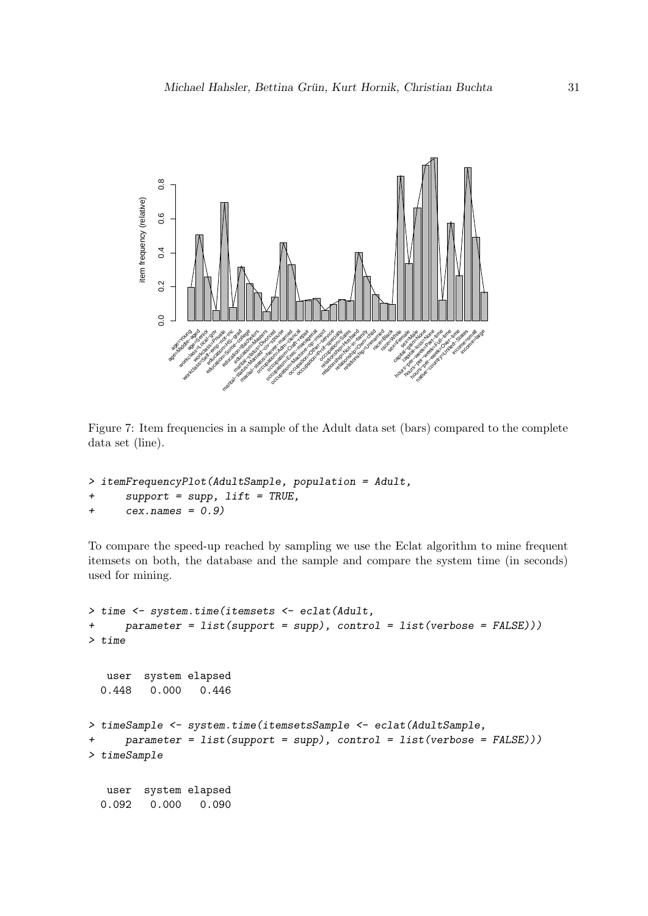Figure 7: Item frequencies in a sample of the Adult data set (bars) compared to the complete data set (line).

```
> itemFrequencyPlot(AdultSample, population = Adult,
+     support = supp, lift = TRUE,
+     cex.names = 0.9)
```

To compare the speed-up reached by sampling we use the Eclat algorithm to mine frequent itemsets on both, the database and the sample and compare the system time (in seconds) used for mining.

```
> time <- system.time(itemsets <- eclat(Adult,
+     parameter = list(support = supp), control = list(verbose = FALSE)))
> time

   user  system elapsed
  0.448   0.000   0.446

> timeSample <- system.time(itemsetsSample <- eclat(AdultSample,
+     parameter = list(support = supp), control = list(verbose = FALSE)))
> timeSample

   user  system elapsed
  0.092   0.000   0.090
```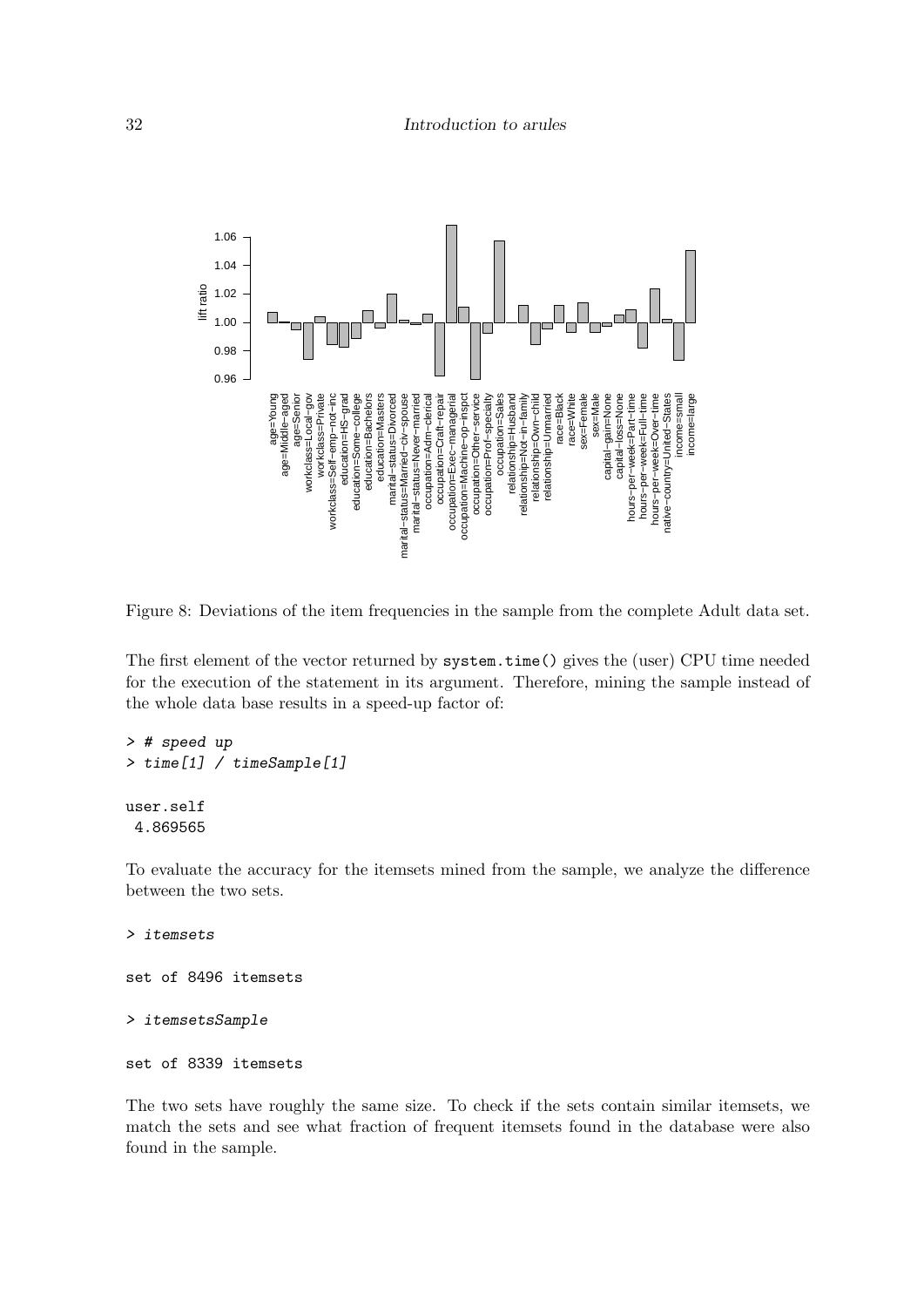Figure 8: Deviations of the item frequencies in the sample from the complete Adult data set.

The first element of the vector returned by `system.time()` gives the (user) CPU time needed for the execution of the statement in its argument. Therefore, mining the sample instead of the whole data base results in a speed-up factor of:

```
> # speed up
> time[1] / timeSample[1]

user.self
 4.869565
```

To evaluate the accuracy for the itemsets mined from the sample, we analyze the difference between the two sets.

```
> itemsets

set of 8496 itemsets

> itemsetsSample

set of 8339 itemsets
```

The two sets have roughly the same size. To check if the sets contain similar itemsets, we match the sets and see what fraction of frequent itemsets found in the database were also found in the sample.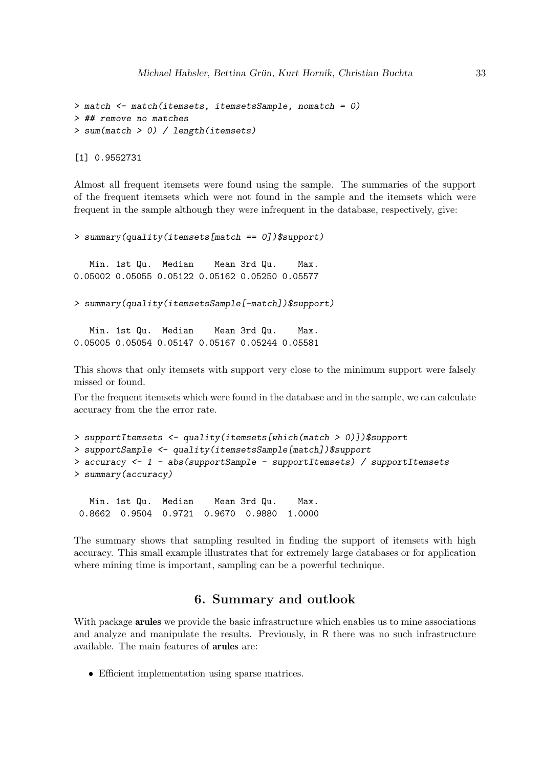```
> match <- match(itemsets, itemsetsSample, nomatch = 0)
> ## remove no matches
> sum(match > 0) / length(itemsets)

[1] 0.9552731
```

Almost all frequent itemsets were found using the sample. The summaries of the support of the frequent itemsets which were not found in the sample and the itemsets which were frequent in the sample although they were infrequent in the database, respectively, give:

```
> summary(quality(itemsets[match == 0])$support)

   Min. 1st Qu.  Median    Mean 3rd Qu.    Max.
0.05002 0.05055 0.05122 0.05162 0.05250 0.05577

> summary(quality(itemsetsSample[-match])$support)

   Min. 1st Qu.  Median    Mean 3rd Qu.    Max.
0.05005 0.05054 0.05147 0.05167 0.05244 0.05581
```

This shows that only itemsets with support very close to the minimum support were falsely missed or found.

For the frequent itemsets which were found in the database and in the sample, we can calculate accuracy from the the error rate.

```
> supportItemsets <- quality(itemsets[which(match > 0)])$support
> supportSample <- quality(itemsetsSample[match])$support
> accuracy <- 1 - abs(supportSample - supportItemsets) / supportItemsets
> summary(accuracy)

   Min. 1st Qu.  Median    Mean 3rd Qu.    Max.
 0.8662  0.9504  0.9721  0.9670  0.9880  1.0000
```

The summary shows that sampling resulted in finding the support of itemsets with high accuracy. This small example illustrates that for extremely large databases or for application where mining time is important, sampling can be a powerful technique.

## 6. Summary and outlook

With package **arules** we provide the basic infrastructure which enables us to mine associations and analyze and manipulate the results. Previously, in R there was no such infrastructure available. The main features of **arules** are:

- Efficient implementation using sparse matrices.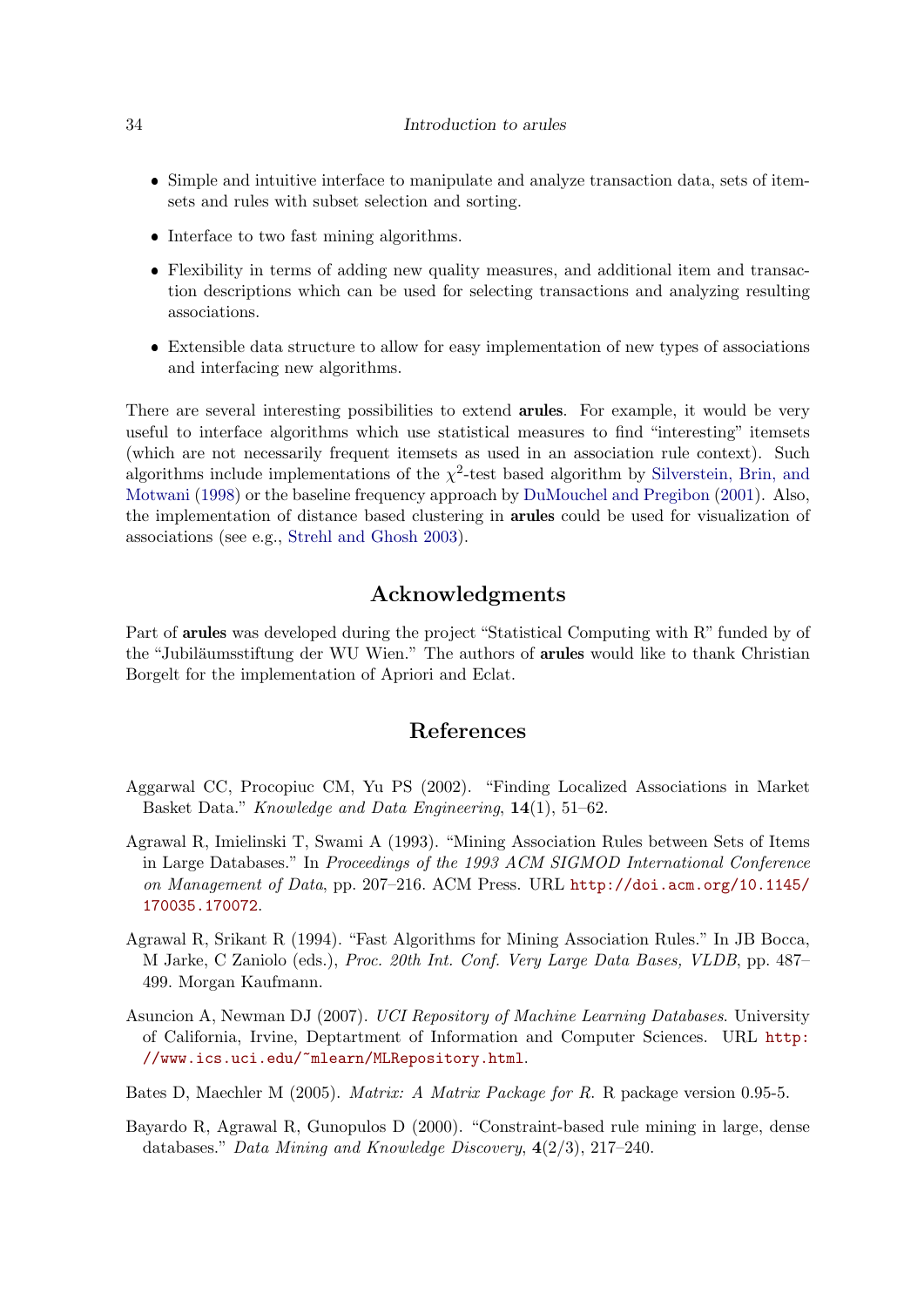- Simple and intuitive interface to manipulate and analyze transaction data, sets of itemsets and rules with subset selection and sorting.
- Interface to two fast mining algorithms.
- Flexibility in terms of adding new quality measures, and additional item and transaction descriptions which can be used for selecting transactions and analyzing resulting associations.
- Extensible data structure to allow for easy implementation of new types of associations and interfacing new algorithms.

There are several interesting possibilities to extend **arules**. For example, it would be very useful to interface algorithms which use statistical measures to find "interesting" itemsets (which are not necessarily frequent itemsets as used in an association rule context). Such algorithms include implementations of the $\chi^2$-test based algorithm by Silverstein, Brin, and Motwani (1998) or the baseline frequency approach by DuMouchel and Pregibon (2001). Also, the implementation of distance based clustering in **arules** could be used for visualization of associations (see e.g., Strehl and Ghosh 2003).

# Acknowledgments

Part of **arules** was developed during the project "Statistical Computing with R" funded by of the "Jubiläumsstiftung der WU Wien." The authors of **arules** would like to thank Christian Borgelt for the implementation of Apriori and Eclat.

# References

Aggarwal CC, Procopiuc CM, Yu PS (2002). "Finding Localized Associations in Market Basket Data." *Knowledge and Data Engineering*, **14**(1), 51–62.

Agrawal R, Imielinski T, Swami A (1993). "Mining Association Rules between Sets of Items in Large Databases." In *Proceedings of the 1993 ACM SIGMOD International Conference on Management of Data*, pp. 207–216. ACM Press. URL `http://doi.acm.org/10.1145/170035.170072`.

Agrawal R, Srikant R (1994). "Fast Algorithms for Mining Association Rules." In JB Bocca, M Jarke, C Zaniolo (eds.), *Proc. 20th Int. Conf. Very Large Data Bases, VLDB*, pp. 487–499. Morgan Kaufmann.

Asuncion A, Newman DJ (2007). *UCI Repository of Machine Learning Databases*. University of California, Irvine, Deptartment of Information and Computer Sciences. URL `http://www.ics.uci.edu/~mlearn/MLRepository.html`.

Bates D, Maechler M (2005). *Matrix: A Matrix Package for R*. R package version 0.95-5.

Bayardo R, Agrawal R, Gunopulos D (2000). "Constraint-based rule mining in large, dense databases." *Data Mining and Knowledge Discovery*, **4**(2/3), 217–240.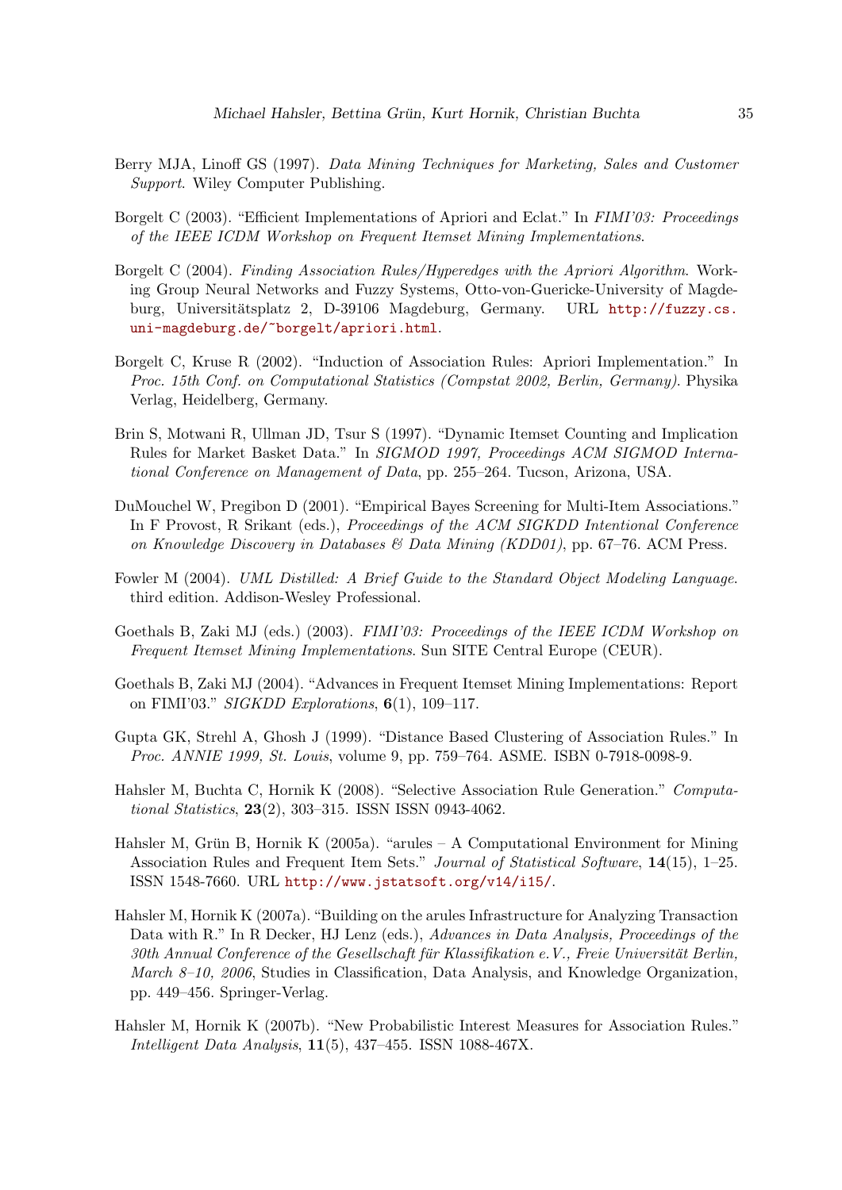Berry MJA, Linoff GS (1997). *Data Mining Techniques for Marketing, Sales and Customer Support*. Wiley Computer Publishing.

Borgelt C (2003). "Efficient Implementations of Apriori and Eclat." In *FIMI'03: Proceedings of the IEEE ICDM Workshop on Frequent Itemset Mining Implementations*.

Borgelt C (2004). *Finding Association Rules/Hyperedges with the Apriori Algorithm*. Working Group Neural Networks and Fuzzy Systems, Otto-von-Guericke-University of Magdeburg, Universitätsplatz 2, D-39106 Magdeburg, Germany. URL http://fuzzy.cs.uni-magdeburg.de/~borgelt/apriori.html.

Borgelt C, Kruse R (2002). "Induction of Association Rules: Apriori Implementation." In *Proc. 15th Conf. on Computational Statistics (Compstat 2002, Berlin, Germany)*. Physika Verlag, Heidelberg, Germany.

Brin S, Motwani R, Ullman JD, Tsur S (1997). "Dynamic Itemset Counting and Implication Rules for Market Basket Data." In *SIGMOD 1997, Proceedings ACM SIGMOD International Conference on Management of Data*, pp. 255–264. Tucson, Arizona, USA.

DuMouchel W, Pregibon D (2001). "Empirical Bayes Screening for Multi-Item Associations." In F Provost, R Srikant (eds.), *Proceedings of the ACM SIGKDD Intentional Conference on Knowledge Discovery in Databases & Data Mining (KDD01)*, pp. 67–76. ACM Press.

Fowler M (2004). *UML Distilled: A Brief Guide to the Standard Object Modeling Language*. third edition. Addison-Wesley Professional.

Goethals B, Zaki MJ (eds.) (2003). *FIMI'03: Proceedings of the IEEE ICDM Workshop on Frequent Itemset Mining Implementations*. Sun SITE Central Europe (CEUR).

Goethals B, Zaki MJ (2004). "Advances in Frequent Itemset Mining Implementations: Report on FIMI'03." *SIGKDD Explorations*, **6**(1), 109–117.

Gupta GK, Strehl A, Ghosh J (1999). "Distance Based Clustering of Association Rules." In *Proc. ANNIE 1999, St. Louis*, volume 9, pp. 759–764. ASME. ISBN 0-7918-0098-9.

Hahsler M, Buchta C, Hornik K (2008). "Selective Association Rule Generation." *Computational Statistics*, **23**(2), 303–315. ISSN ISSN 0943-4062.

Hahsler M, Grün B, Hornik K (2005a). "arules – A Computational Environment for Mining Association Rules and Frequent Item Sets." *Journal of Statistical Software*, **14**(15), 1–25. ISSN 1548-7660. URL http://www.jstatsoft.org/v14/i15/.

Hahsler M, Hornik K (2007a). "Building on the arules Infrastructure for Analyzing Transaction Data with R." In R Decker, HJ Lenz (eds.), *Advances in Data Analysis, Proceedings of the 30th Annual Conference of the Gesellschaft für Klassifikation e.V., Freie Universität Berlin, March 8–10, 2006*, Studies in Classification, Data Analysis, and Knowledge Organization, pp. 449–456. Springer-Verlag.

Hahsler M, Hornik K (2007b). "New Probabilistic Interest Measures for Association Rules." *Intelligent Data Analysis*, **11**(5), 437–455. ISSN 1088-467X.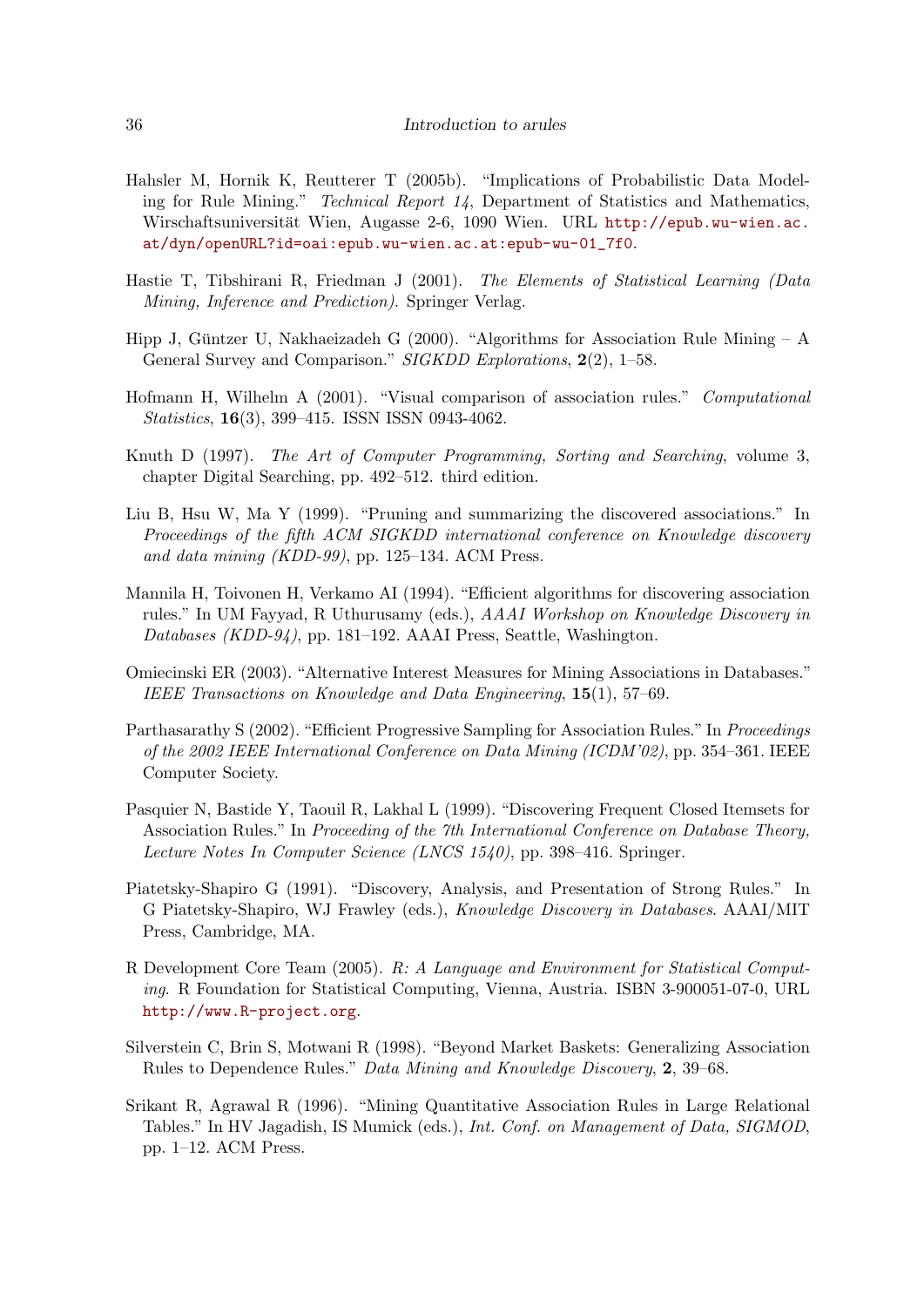Hahsler M, Hornik K, Reutterer T (2005b). "Implications of Probabilistic Data Modeling for Rule Mining." *Technical Report 14*, Department of Statistics and Mathematics, Wirschaftsuniversität Wien, Augasse 2-6, 1090 Wien. URL http://epub.wu-wien.ac.at/dyn/openURL?id=oai:epub.wu-wien.ac.at:epub-wu-01_7f0.

Hastie T, Tibshirani R, Friedman J (2001). *The Elements of Statistical Learning (Data Mining, Inference and Prediction)*. Springer Verlag.

Hipp J, Güntzer U, Nakhaeizadeh G (2000). "Algorithms for Association Rule Mining – A General Survey and Comparison." *SIGKDD Explorations*, **2**(2), 1–58.

Hofmann H, Wilhelm A (2001). "Visual comparison of association rules." *Computational Statistics*, **16**(3), 399–415. ISSN ISSN 0943-4062.

Knuth D (1997). *The Art of Computer Programming, Sorting and Searching*, volume 3, chapter Digital Searching, pp. 492–512. third edition.

Liu B, Hsu W, Ma Y (1999). "Pruning and summarizing the discovered associations." In *Proceedings of the fifth ACM SIGKDD international conference on Knowledge discovery and data mining (KDD-99)*, pp. 125–134. ACM Press.

Mannila H, Toivonen H, Verkamo AI (1994). "Efficient algorithms for discovering association rules." In UM Fayyad, R Uthurusamy (eds.), *AAAI Workshop on Knowledge Discovery in Databases (KDD-94)*, pp. 181–192. AAAI Press, Seattle, Washington.

Omiecinski ER (2003). "Alternative Interest Measures for Mining Associations in Databases." *IEEE Transactions on Knowledge and Data Engineering*, **15**(1), 57–69.

Parthasarathy S (2002). "Efficient Progressive Sampling for Association Rules." In *Proceedings of the 2002 IEEE International Conference on Data Mining (ICDM'02)*, pp. 354–361. IEEE Computer Society.

Pasquier N, Bastide Y, Taouil R, Lakhal L (1999). "Discovering Frequent Closed Itemsets for Association Rules." In *Proceeding of the 7th International Conference on Database Theory, Lecture Notes In Computer Science (LNCS 1540)*, pp. 398–416. Springer.

Piatetsky-Shapiro G (1991). "Discovery, Analysis, and Presentation of Strong Rules." In G Piatetsky-Shapiro, WJ Frawley (eds.), *Knowledge Discovery in Databases*. AAAI/MIT Press, Cambridge, MA.

R Development Core Team (2005). *R: A Language and Environment for Statistical Computing*. R Foundation for Statistical Computing, Vienna, Austria. ISBN 3-900051-07-0, URL http://www.R-project.org.

Silverstein C, Brin S, Motwani R (1998). "Beyond Market Baskets: Generalizing Association Rules to Dependence Rules." *Data Mining and Knowledge Discovery*, **2**, 39–68.

Srikant R, Agrawal R (1996). "Mining Quantitative Association Rules in Large Relational Tables." In HV Jagadish, IS Mumick (eds.), *Int. Conf. on Management of Data, SIGMOD*, pp. 1–12. ACM Press.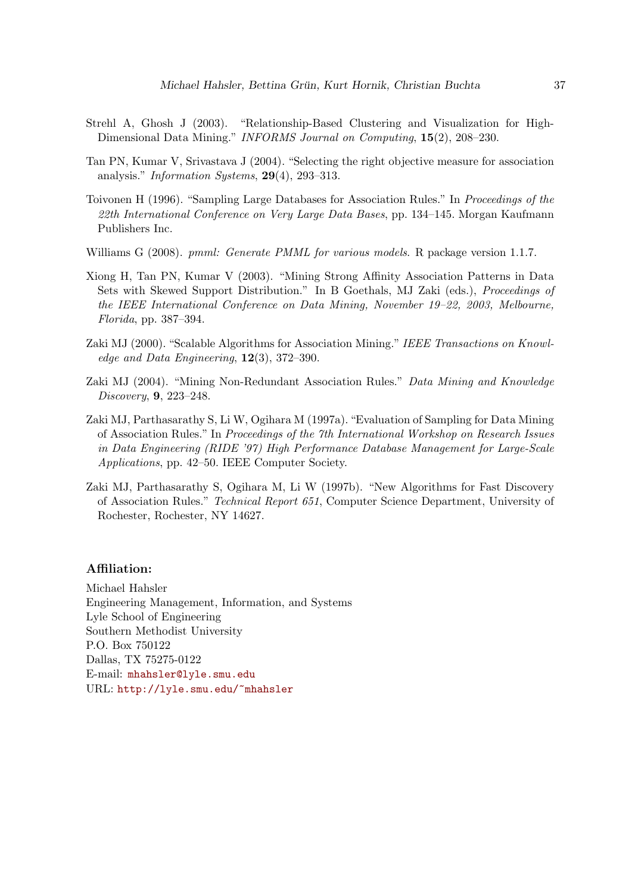Strehl A, Ghosh J (2003). "Relationship-Based Clustering and Visualization for High-Dimensional Data Mining." *INFORMS Journal on Computing*, **15**(2), 208–230.

Tan PN, Kumar V, Srivastava J (2004). "Selecting the right objective measure for association analysis." *Information Systems*, **29**(4), 293–313.

Toivonen H (1996). "Sampling Large Databases for Association Rules." In *Proceedings of the 22th International Conference on Very Large Data Bases*, pp. 134–145. Morgan Kaufmann Publishers Inc.

Williams G (2008). *pmml: Generate PMML for various models*. R package version 1.1.7.

Xiong H, Tan PN, Kumar V (2003). "Mining Strong Affinity Association Patterns in Data Sets with Skewed Support Distribution." In B Goethals, MJ Zaki (eds.), *Proceedings of the IEEE International Conference on Data Mining, November 19–22, 2003, Melbourne, Florida*, pp. 387–394.

Zaki MJ (2000). "Scalable Algorithms for Association Mining." *IEEE Transactions on Knowledge and Data Engineering*, **12**(3), 372–390.

Zaki MJ (2004). "Mining Non-Redundant Association Rules." *Data Mining and Knowledge Discovery*, **9**, 223–248.

Zaki MJ, Parthasarathy S, Li W, Ogihara M (1997a). "Evaluation of Sampling for Data Mining of Association Rules." In *Proceedings of the 7th International Workshop on Research Issues in Data Engineering (RIDE '97) High Performance Database Management for Large-Scale Applications*, pp. 42–50. IEEE Computer Society.

Zaki MJ, Parthasarathy S, Ogihara M, Li W (1997b). "New Algorithms for Fast Discovery of Association Rules." *Technical Report 651*, Computer Science Department, University of Rochester, Rochester, NY 14627.

**Affiliation:**

Michael Hahsler
Engineering Management, Information, and Systems
Lyle School of Engineering
Southern Methodist University
P.O. Box 750122
Dallas, TX 75275-0122
E-mail: mhahsler@lyle.smu.edu
URL: http://lyle.smu.edu/~mhahsler